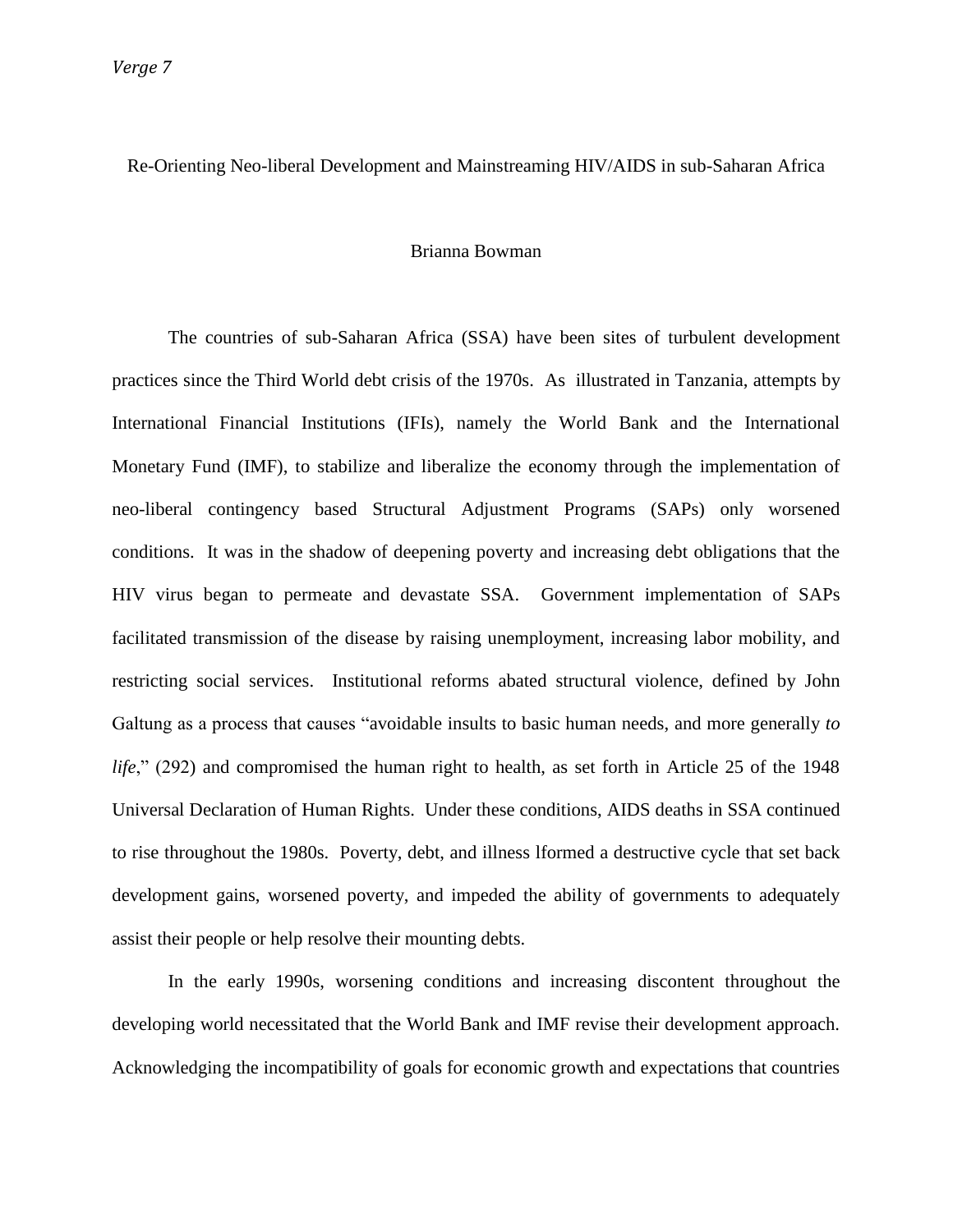# Re-Orienting Neo-liberal Development and Mainstreaming HIV/AIDS in sub-Saharan Africa

Brianna Bowman

The countries of sub-Saharan Africa (SSA) have been sites of turbulent development practices since the Third World debt crisis of the 1970s. As illustrated in Tanzania, attempts by International Financial Institutions (IFIs), namely the World Bank and the International Monetary Fund (IMF), to stabilize and liberalize the economy through the implementation of neo-liberal contingency based Structural Adjustment Programs (SAPs) only worsened conditions. It was in the shadow of deepening poverty and increasing debt obligations that the HIV virus began to permeate and devastate SSA. Government implementation of SAPs facilitated transmission of the disease by raising unemployment, increasing labor mobility, and restricting social services. Institutional reforms abated structural violence, defined by John Galtung as a process that causes "avoidable insults to basic human needs, and more generally *to life*," (292) and compromised the human right to health, as set forth in Article 25 of the 1948 Universal Declaration of Human Rights. Under these conditions, AIDS deaths in SSA continued to rise throughout the 1980s. Poverty, debt, and illness lformed a destructive cycle that set back development gains, worsened poverty, and impeded the ability of governments to adequately assist their people or help resolve their mounting debts.

In the early 1990s, worsening conditions and increasing discontent throughout the developing world necessitated that the World Bank and IMF revise their development approach. Acknowledging the incompatibility of goals for economic growth and expectations that countries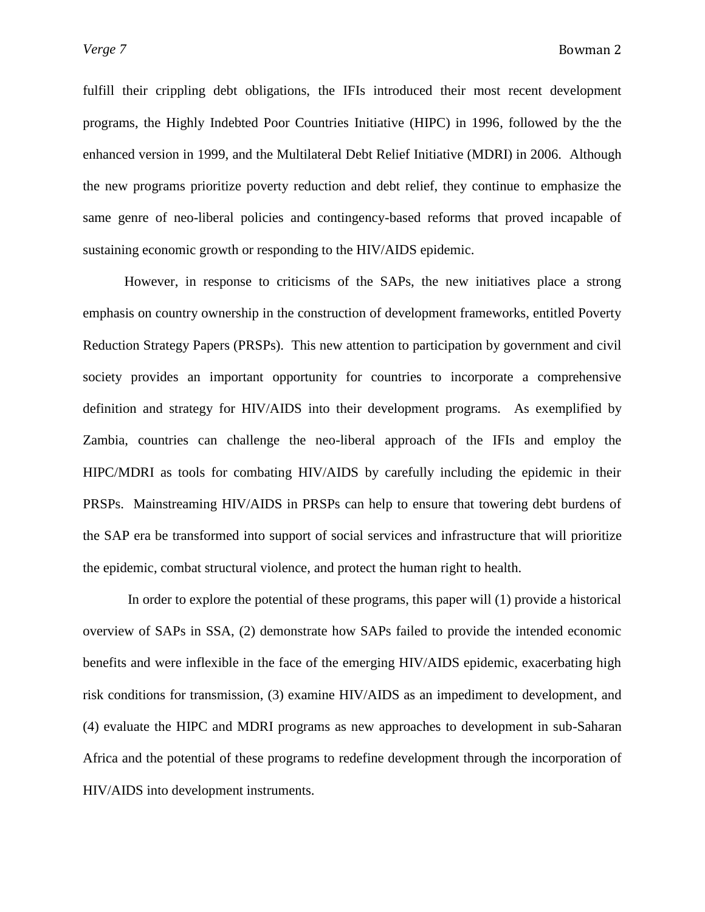fulfill their crippling debt obligations, the IFIs introduced their most recent development programs, the Highly Indebted Poor Countries Initiative (HIPC) in 1996, followed by the the enhanced version in 1999, and the Multilateral Debt Relief Initiative (MDRI) in 2006. Although the new programs prioritize poverty reduction and debt relief, they continue to emphasize the same genre of neo-liberal policies and contingency-based reforms that proved incapable of sustaining economic growth or responding to the HIV/AIDS epidemic.

However, in response to criticisms of the SAPs, the new initiatives place a strong emphasis on country ownership in the construction of development frameworks, entitled Poverty Reduction Strategy Papers (PRSPs). This new attention to participation by government and civil society provides an important opportunity for countries to incorporate a comprehensive definition and strategy for HIV/AIDS into their development programs. As exemplified by Zambia, countries can challenge the neo-liberal approach of the IFIs and employ the HIPC/MDRI as tools for combating HIV/AIDS by carefully including the epidemic in their PRSPs. Mainstreaming HIV/AIDS in PRSPs can help to ensure that towering debt burdens of the SAP era be transformed into support of social services and infrastructure that will prioritize the epidemic, combat structural violence, and protect the human right to health.

In order to explore the potential of these programs, this paper will (1) provide a historical overview of SAPs in SSA, (2) demonstrate how SAPs failed to provide the intended economic benefits and were inflexible in the face of the emerging HIV/AIDS epidemic, exacerbating high risk conditions for transmission, (3) examine HIV/AIDS as an impediment to development, and (4) evaluate the HIPC and MDRI programs as new approaches to development in sub-Saharan Africa and the potential of these programs to redefine development through the incorporation of HIV/AIDS into development instruments.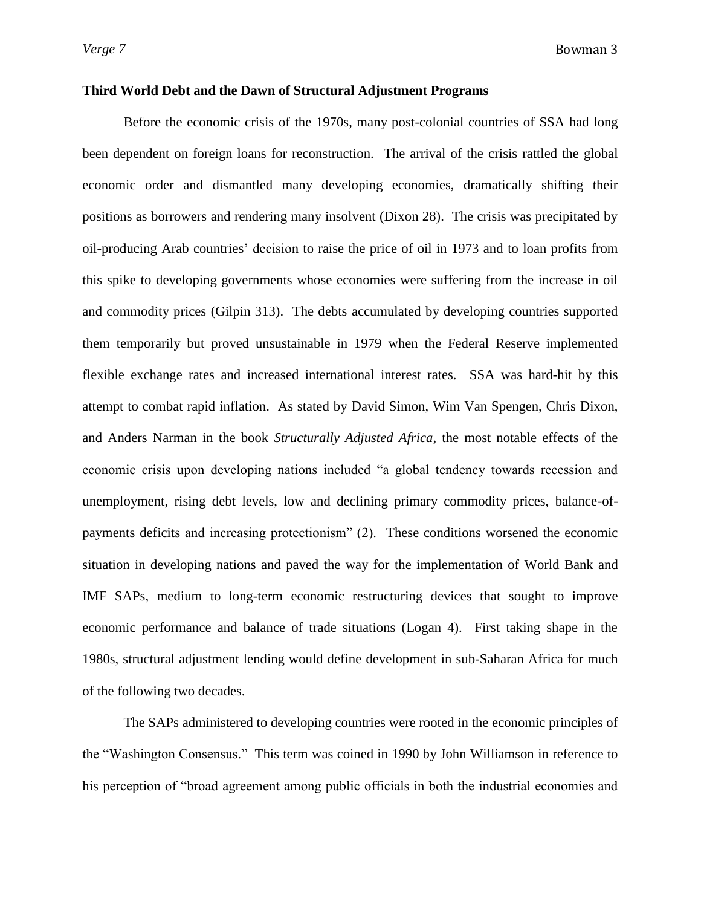**Third World Debt and the Dawn of Structural Adjustment Programs**

Before the economic crisis of the 1970s, many post-colonial countries of SSA had long been dependent on foreign loans for reconstruction. The arrival of the crisis rattled the global economic order and dismantled many developing economies, dramatically shifting their positions as borrowers and rendering many insolvent (Dixon 28). The crisis was precipitated by oil-producing Arab countries' decision to raise the price of oil in 1973 and to loan profits from this spike to developing governments whose economies were suffering from the increase in oil and commodity prices (Gilpin 313). The debts accumulated by developing countries supported them temporarily but proved unsustainable in 1979 when the Federal Reserve implemented flexible exchange rates and increased international interest rates. SSA was hard-hit by this attempt to combat rapid inflation. As stated by David Simon, Wim Van Spengen, Chris Dixon, and Anders Narman in the book *Structurally Adjusted Africa*, the most notable effects of the economic crisis upon developing nations included "a global tendency towards recession and unemployment, rising debt levels, low and declining primary commodity prices, balance-of-payments deficits and increasing protectionism" (2). These conditions worsened the economic situation in developing nations and paved the way for the implementation of World Bank and IMF SAPs, medium to long-term economic restructuring devices that sought to improve economic performance and balance of trade situations (Logan 4). First taking shape in the 1980s, structural adjustment lending would define development in sub-Saharan Africa for much of the following two decades.

The SAPs administered to developing countries were rooted in the economic principles of the "Washington Consensus." This term was coined in 1990 by John Williamson in reference to his perception of "broad agreement among public officials in both the industrial economies and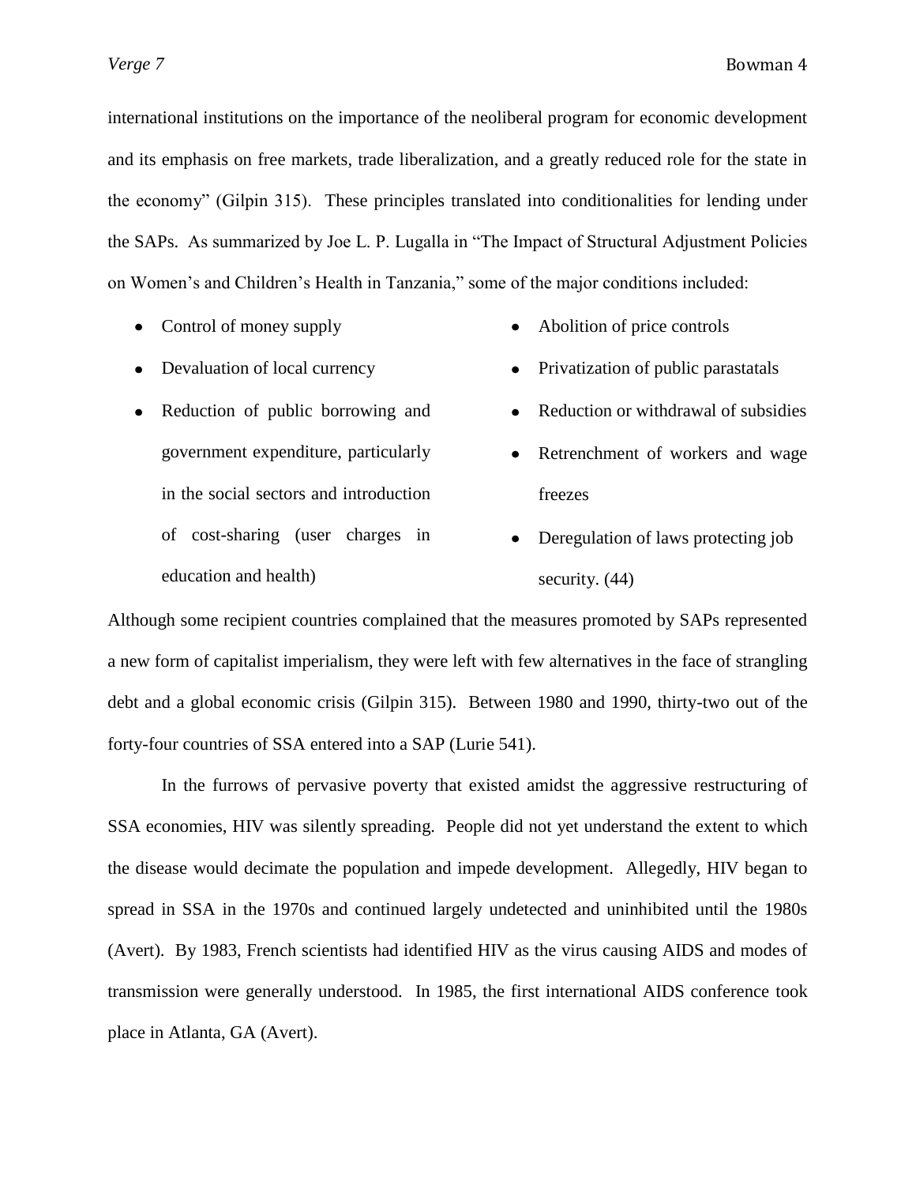international institutions on the importance of the neoliberal program for economic development and its emphasis on free markets, trade liberalization, and a greatly reduced role for the state in the economy" (Gilpin 315). These principles translated into conditionalities for lending under the SAPs. As summarized by Joe L. P. Lugalla in "The Impact of Structural Adjustment Policies on Women's and Children's Health in Tanzania," some of the major conditions included:

- Control of money supply
- Devaluation of local currency
- Reduction of public borrowing and government expenditure, particularly in the social sectors and introduction of cost-sharing (user charges in education and health)
- Abolition of price controls
- Privatization of public parastatals
- Reduction or withdrawal of subsidies
- Retrenchment of workers and wage freezes
- Deregulation of laws protecting job security. (44)

Although some recipient countries complained that the measures promoted by SAPs represented a new form of capitalist imperialism, they were left with few alternatives in the face of strangling debt and a global economic crisis (Gilpin 315). Between 1980 and 1990, thirty-two out of the forty-four countries of SSA entered into a SAP (Lurie 541).

In the furrows of pervasive poverty that existed amidst the aggressive restructuring of SSA economies, HIV was silently spreading. People did not yet understand the extent to which the disease would decimate the population and impede development. Allegedly, HIV began to spread in SSA in the 1970s and continued largely undetected and uninhibited until the 1980s (Avert). By 1983, French scientists had identified HIV as the virus causing AIDS and modes of transmission were generally understood. In 1985, the first international AIDS conference took place in Atlanta, GA (Avert).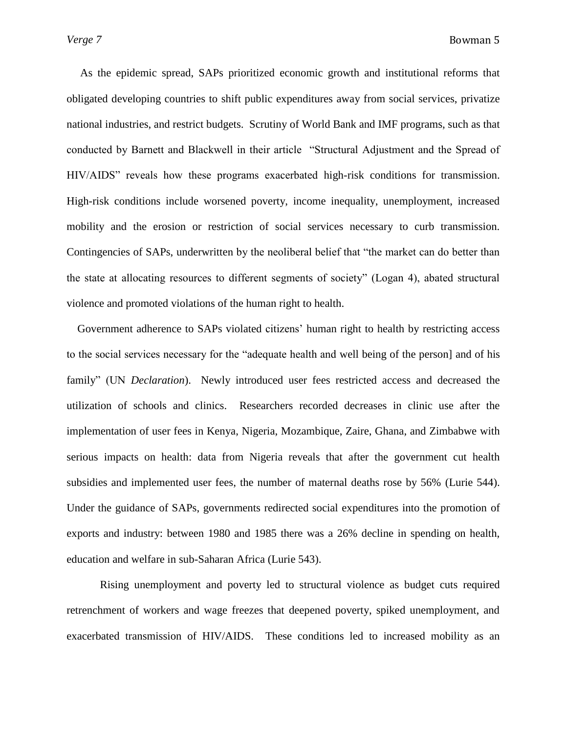As the epidemic spread, SAPs prioritized economic growth and institutional reforms that obligated developing countries to shift public expenditures away from social services, privatize national industries, and restrict budgets. Scrutiny of World Bank and IMF programs, such as that conducted by Barnett and Blackwell in their article "Structural Adjustment and the Spread of HIV/AIDS" reveals how these programs exacerbated high-risk conditions for transmission. High-risk conditions include worsened poverty, income inequality, unemployment, increased mobility and the erosion or restriction of social services necessary to curb transmission. Contingencies of SAPs, underwritten by the neoliberal belief that "the market can do better than the state at allocating resources to different segments of society" (Logan 4), abated structural violence and promoted violations of the human right to health.

Government adherence to SAPs violated citizens' human right to health by restricting access to the social services necessary for the "adequate health and well being of the person] and of his family" (UN *Declaration*). Newly introduced user fees restricted access and decreased the utilization of schools and clinics. Researchers recorded decreases in clinic use after the implementation of user fees in Kenya, Nigeria, Mozambique, Zaire, Ghana, and Zimbabwe with serious impacts on health: data from Nigeria reveals that after the government cut health subsidies and implemented user fees, the number of maternal deaths rose by 56% (Lurie 544). Under the guidance of SAPs, governments redirected social expenditures into the promotion of exports and industry: between 1980 and 1985 there was a 26% decline in spending on health, education and welfare in sub-Saharan Africa (Lurie 543).

Rising unemployment and poverty led to structural violence as budget cuts required retrenchment of workers and wage freezes that deepened poverty, spiked unemployment, and exacerbated transmission of HIV/AIDS. These conditions led to increased mobility as an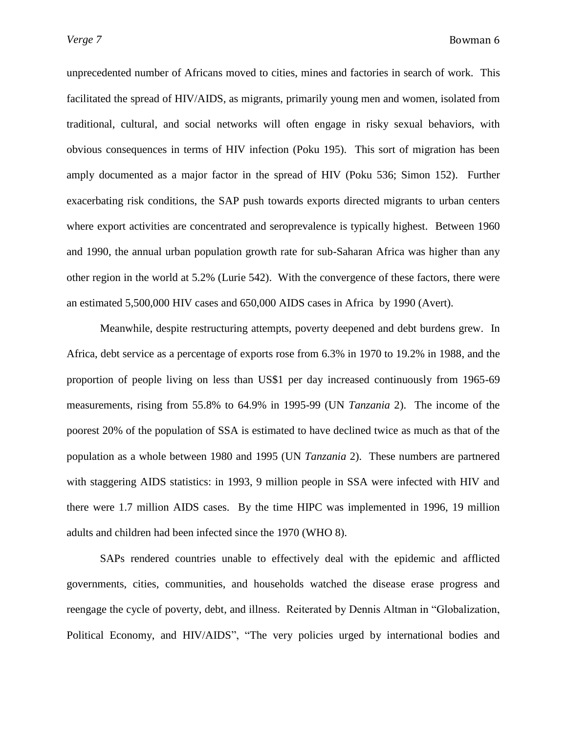unprecedented number of Africans moved to cities, mines and factories in search of work. This facilitated the spread of HIV/AIDS, as migrants, primarily young men and women, isolated from traditional, cultural, and social networks will often engage in risky sexual behaviors, with obvious consequences in terms of HIV infection (Poku 195). This sort of migration has been amply documented as a major factor in the spread of HIV (Poku 536; Simon 152). Further exacerbating risk conditions, the SAP push towards exports directed migrants to urban centers where export activities are concentrated and seroprevalence is typically highest. Between 1960 and 1990, the annual urban population growth rate for sub-Saharan Africa was higher than any other region in the world at 5.2% (Lurie 542). With the convergence of these factors, there were an estimated 5,500,000 HIV cases and 650,000 AIDS cases in Africa by 1990 (Avert).

Meanwhile, despite restructuring attempts, poverty deepened and debt burdens grew. In Africa, debt service as a percentage of exports rose from 6.3% in 1970 to 19.2% in 1988, and the proportion of people living on less than US$1 per day increased continuously from 1965-69 measurements, rising from 55.8% to 64.9% in 1995-99 (UN *Tanzania* 2). The income of the poorest 20% of the population of SSA is estimated to have declined twice as much as that of the population as a whole between 1980 and 1995 (UN *Tanzania* 2). These numbers are partnered with staggering AIDS statistics: in 1993, 9 million people in SSA were infected with HIV and there were 1.7 million AIDS cases. By the time HIPC was implemented in 1996, 19 million adults and children had been infected since the 1970 (WHO 8).

SAPs rendered countries unable to effectively deal with the epidemic and afflicted governments, cities, communities, and households watched the disease erase progress and reengage the cycle of poverty, debt, and illness. Reiterated by Dennis Altman in "Globalization, Political Economy, and HIV/AIDS", "The very policies urged by international bodies and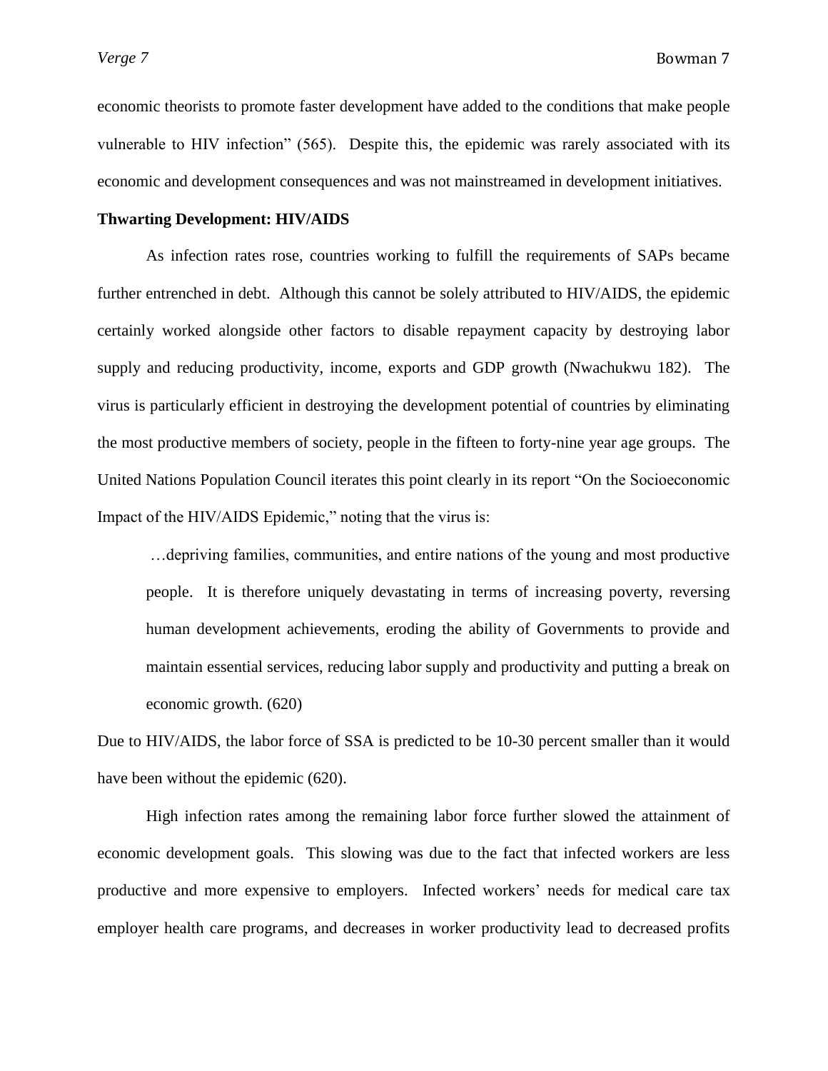economic theorists to promote faster development have added to the conditions that make people vulnerable to HIV infection" (565). Despite this, the epidemic was rarely associated with its economic and development consequences and was not mainstreamed in development initiatives.

**Thwarting Development: HIV/AIDS**

As infection rates rose, countries working to fulfill the requirements of SAPs became further entrenched in debt. Although this cannot be solely attributed to HIV/AIDS, the epidemic certainly worked alongside other factors to disable repayment capacity by destroying labor supply and reducing productivity, income, exports and GDP growth (Nwachukwu 182). The virus is particularly efficient in destroying the development potential of countries by eliminating the most productive members of society, people in the fifteen to forty-nine year age groups. The United Nations Population Council iterates this point clearly in its report "On the Socioeconomic Impact of the HIV/AIDS Epidemic," noting that the virus is:

> …depriving families, communities, and entire nations of the young and most productive people. It is therefore uniquely devastating in terms of increasing poverty, reversing human development achievements, eroding the ability of Governments to provide and maintain essential services, reducing labor supply and productivity and putting a break on economic growth. (620)

Due to HIV/AIDS, the labor force of SSA is predicted to be 10-30 percent smaller than it would have been without the epidemic (620).

High infection rates among the remaining labor force further slowed the attainment of economic development goals. This slowing was due to the fact that infected workers are less productive and more expensive to employers. Infected workers' needs for medical care tax employer health care programs, and decreases in worker productivity lead to decreased profits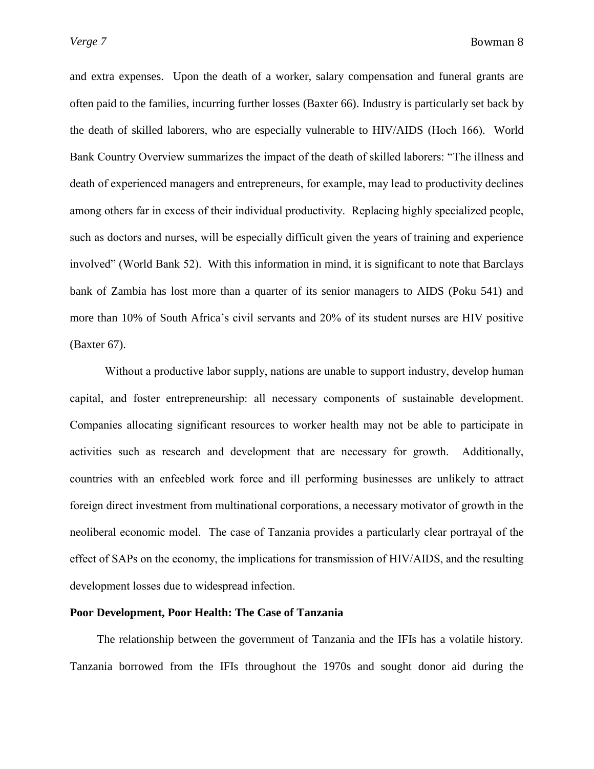and extra expenses. Upon the death of a worker, salary compensation and funeral grants are often paid to the families, incurring further losses (Baxter 66). Industry is particularly set back by the death of skilled laborers, who are especially vulnerable to HIV/AIDS (Hoch 166). World Bank Country Overview summarizes the impact of the death of skilled laborers: "The illness and death of experienced managers and entrepreneurs, for example, may lead to productivity declines among others far in excess of their individual productivity. Replacing highly specialized people, such as doctors and nurses, will be especially difficult given the years of training and experience involved" (World Bank 52). With this information in mind, it is significant to note that Barclays bank of Zambia has lost more than a quarter of its senior managers to AIDS (Poku 541) and more than 10% of South Africa's civil servants and 20% of its student nurses are HIV positive (Baxter 67).

Without a productive labor supply, nations are unable to support industry, develop human capital, and foster entrepreneurship: all necessary components of sustainable development. Companies allocating significant resources to worker health may not be able to participate in activities such as research and development that are necessary for growth. Additionally, countries with an enfeebled work force and ill performing businesses are unlikely to attract foreign direct investment from multinational corporations, a necessary motivator of growth in the neoliberal economic model. The case of Tanzania provides a particularly clear portrayal of the effect of SAPs on the economy, the implications for transmission of HIV/AIDS, and the resulting development losses due to widespread infection.

**Poor Development, Poor Health: The Case of Tanzania**

The relationship between the government of Tanzania and the IFIs has a volatile history. Tanzania borrowed from the IFIs throughout the 1970s and sought donor aid during the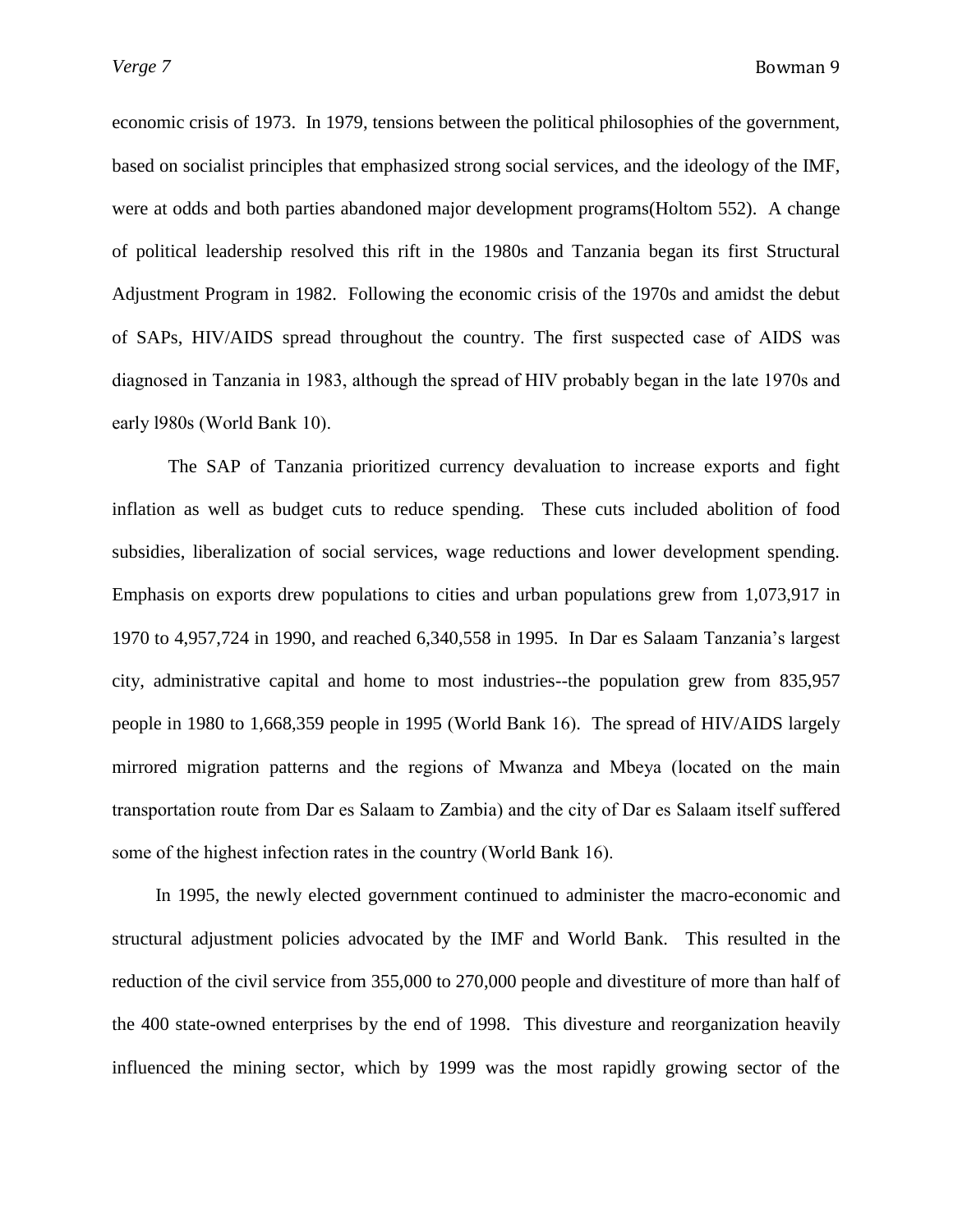economic crisis of 1973. In 1979, tensions between the political philosophies of the government, based on socialist principles that emphasized strong social services, and the ideology of the IMF, were at odds and both parties abandoned major development programs(Holtom 552). A change of political leadership resolved this rift in the 1980s and Tanzania began its first Structural Adjustment Program in 1982. Following the economic crisis of the 1970s and amidst the debut of SAPs, HIV/AIDS spread throughout the country. The first suspected case of AIDS was diagnosed in Tanzania in 1983, although the spread of HIV probably began in the late 1970s and early l980s (World Bank 10).

The SAP of Tanzania prioritized currency devaluation to increase exports and fight inflation as well as budget cuts to reduce spending. These cuts included abolition of food subsidies, liberalization of social services, wage reductions and lower development spending. Emphasis on exports drew populations to cities and urban populations grew from 1,073,917 in 1970 to 4,957,724 in 1990, and reached 6,340,558 in 1995. In Dar es Salaam Tanzania's largest city, administrative capital and home to most industries--the population grew from 835,957 people in 1980 to 1,668,359 people in 1995 (World Bank 16). The spread of HIV/AIDS largely mirrored migration patterns and the regions of Mwanza and Mbeya (located on the main transportation route from Dar es Salaam to Zambia) and the city of Dar es Salaam itself suffered some of the highest infection rates in the country (World Bank 16).

In 1995, the newly elected government continued to administer the macro-economic and structural adjustment policies advocated by the IMF and World Bank. This resulted in the reduction of the civil service from 355,000 to 270,000 people and divestiture of more than half of the 400 state-owned enterprises by the end of 1998. This divesture and reorganization heavily influenced the mining sector, which by 1999 was the most rapidly growing sector of the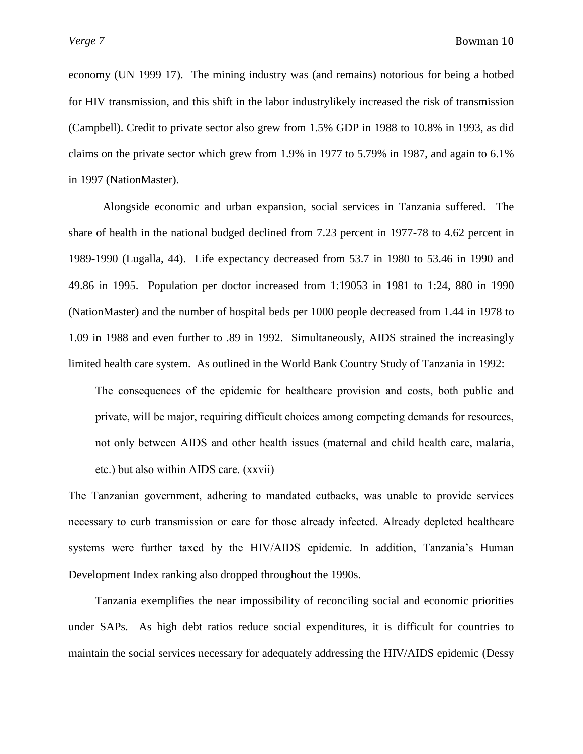economy (UN 1999 17). The mining industry was (and remains) notorious for being a hotbed for HIV transmission, and this shift in the labor industrylikely increased the risk of transmission (Campbell). Credit to private sector also grew from 1.5% GDP in 1988 to 10.8% in 1993, as did claims on the private sector which grew from 1.9% in 1977 to 5.79% in 1987, and again to 6.1% in 1997 (NationMaster).

Alongside economic and urban expansion, social services in Tanzania suffered. The share of health in the national budged declined from 7.23 percent in 1977-78 to 4.62 percent in 1989-1990 (Lugalla, 44). Life expectancy decreased from 53.7 in 1980 to 53.46 in 1990 and 49.86 in 1995. Population per doctor increased from 1:19053 in 1981 to 1:24, 880 in 1990 (NationMaster) and the number of hospital beds per 1000 people decreased from 1.44 in 1978 to 1.09 in 1988 and even further to .89 in 1992. Simultaneously, AIDS strained the increasingly limited health care system. As outlined in the World Bank Country Study of Tanzania in 1992:

> The consequences of the epidemic for healthcare provision and costs, both public and private, will be major, requiring difficult choices among competing demands for resources, not only between AIDS and other health issues (maternal and child health care, malaria, etc.) but also within AIDS care. (xxvii)

The Tanzanian government, adhering to mandated cutbacks, was unable to provide services necessary to curb transmission or care for those already infected. Already depleted healthcare systems were further taxed by the HIV/AIDS epidemic. In addition, Tanzania's Human Development Index ranking also dropped throughout the 1990s.

Tanzania exemplifies the near impossibility of reconciling social and economic priorities under SAPs. As high debt ratios reduce social expenditures, it is difficult for countries to maintain the social services necessary for adequately addressing the HIV/AIDS epidemic (Dessy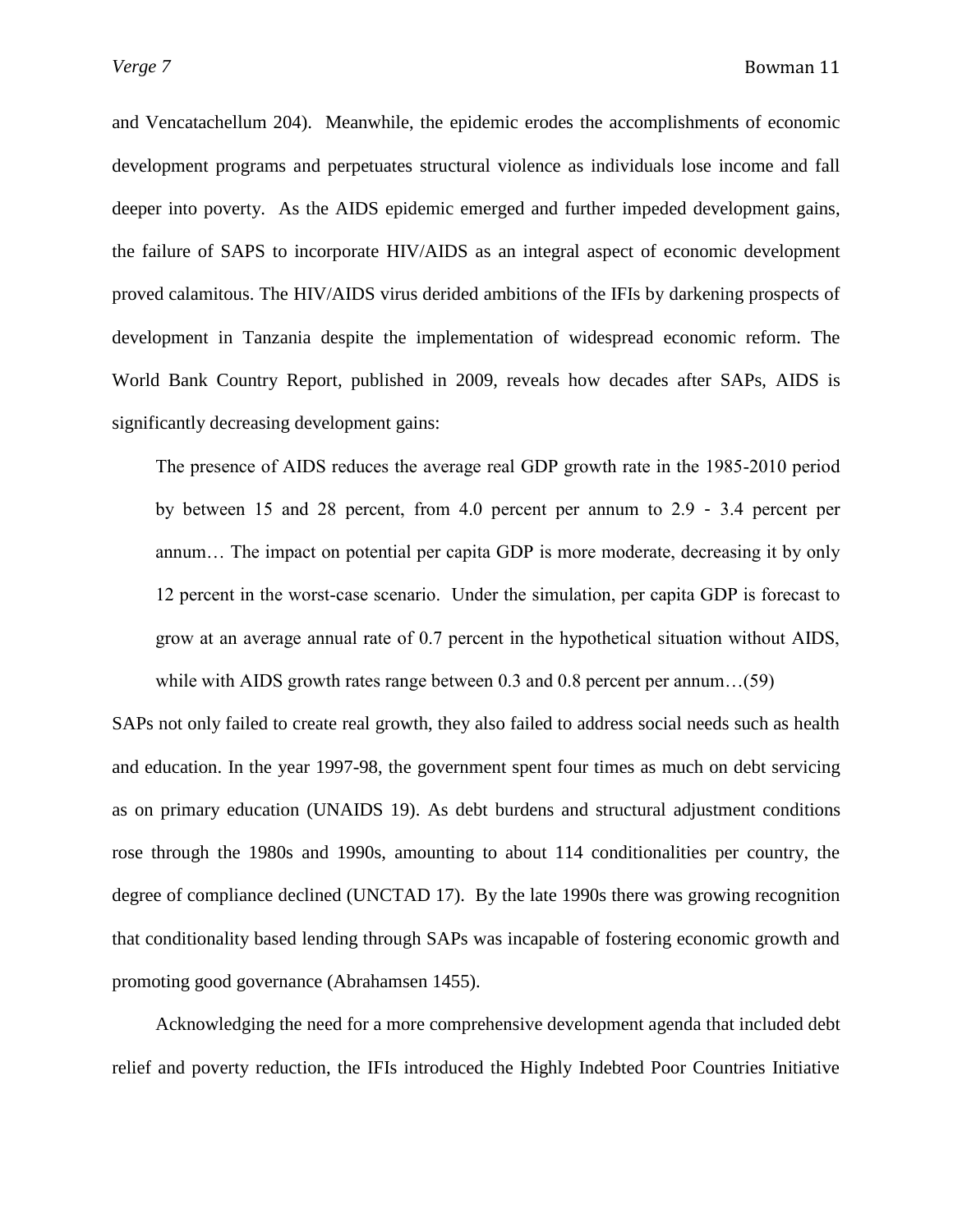and Vencatachellum 204). Meanwhile, the epidemic erodes the accomplishments of economic development programs and perpetuates structural violence as individuals lose income and fall deeper into poverty. As the AIDS epidemic emerged and further impeded development gains, the failure of SAPS to incorporate HIV/AIDS as an integral aspect of economic development proved calamitous. The HIV/AIDS virus derided ambitions of the IFIs by darkening prospects of development in Tanzania despite the implementation of widespread economic reform. The World Bank Country Report, published in 2009, reveals how decades after SAPs, AIDS is significantly decreasing development gains:

> The presence of AIDS reduces the average real GDP growth rate in the 1985-2010 period by between 15 and 28 percent, from 4.0 percent per annum to 2.9 - 3.4 percent per annum… The impact on potential per capita GDP is more moderate, decreasing it by only 12 percent in the worst-case scenario. Under the simulation, per capita GDP is forecast to grow at an average annual rate of 0.7 percent in the hypothetical situation without AIDS, while with AIDS growth rates range between 0.3 and 0.8 percent per annum…(59)

SAPs not only failed to create real growth, they also failed to address social needs such as health and education. In the year 1997-98, the government spent four times as much on debt servicing as on primary education (UNAIDS 19). As debt burdens and structural adjustment conditions rose through the 1980s and 1990s, amounting to about 114 conditionalities per country, the degree of compliance declined (UNCTAD 17). By the late 1990s there was growing recognition that conditionality based lending through SAPs was incapable of fostering economic growth and promoting good governance (Abrahamsen 1455).

Acknowledging the need for a more comprehensive development agenda that included debt relief and poverty reduction, the IFIs introduced the Highly Indebted Poor Countries Initiative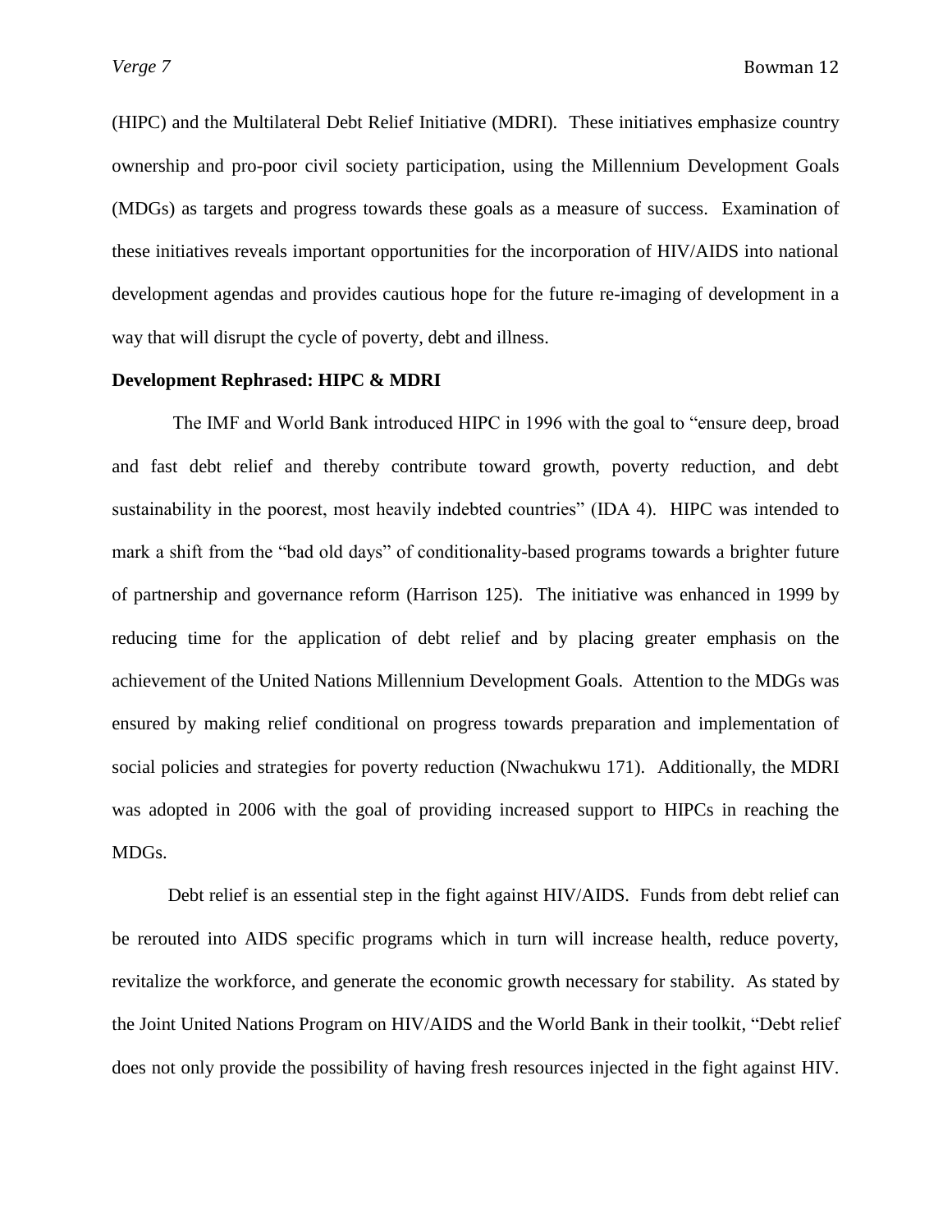(HIPC) and the Multilateral Debt Relief Initiative (MDRI). These initiatives emphasize country ownership and pro-poor civil society participation, using the Millennium Development Goals (MDGs) as targets and progress towards these goals as a measure of success. Examination of these initiatives reveals important opportunities for the incorporation of HIV/AIDS into national development agendas and provides cautious hope for the future re-imaging of development in a way that will disrupt the cycle of poverty, debt and illness.

**Development Rephrased: HIPC & MDRI**

The IMF and World Bank introduced HIPC in 1996 with the goal to "ensure deep, broad and fast debt relief and thereby contribute toward growth, poverty reduction, and debt sustainability in the poorest, most heavily indebted countries" (IDA 4). HIPC was intended to mark a shift from the "bad old days" of conditionality-based programs towards a brighter future of partnership and governance reform (Harrison 125). The initiative was enhanced in 1999 by reducing time for the application of debt relief and by placing greater emphasis on the achievement of the United Nations Millennium Development Goals. Attention to the MDGs was ensured by making relief conditional on progress towards preparation and implementation of social policies and strategies for poverty reduction (Nwachukwu 171). Additionally, the MDRI was adopted in 2006 with the goal of providing increased support to HIPCs in reaching the MDGs.

Debt relief is an essential step in the fight against HIV/AIDS. Funds from debt relief can be rerouted into AIDS specific programs which in turn will increase health, reduce poverty, revitalize the workforce, and generate the economic growth necessary for stability. As stated by the Joint United Nations Program on HIV/AIDS and the World Bank in their toolkit, "Debt relief does not only provide the possibility of having fresh resources injected in the fight against HIV.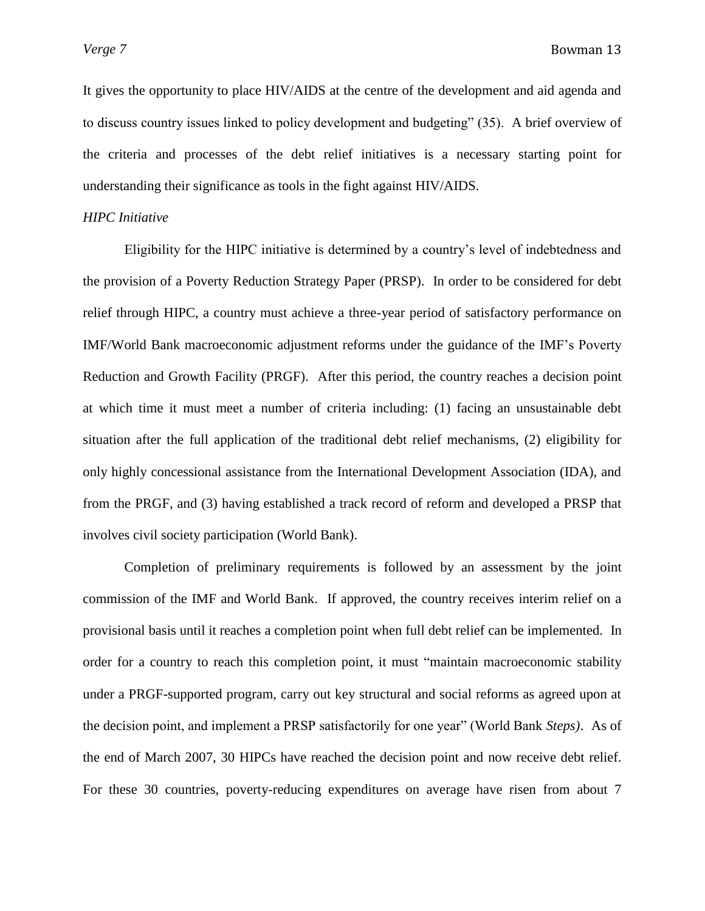It gives the opportunity to place HIV/AIDS at the centre of the development and aid agenda and to discuss country issues linked to policy development and budgeting" (35). A brief overview of the criteria and processes of the debt relief initiatives is a necessary starting point for understanding their significance as tools in the fight against HIV/AIDS.

*HIPC Initiative*

Eligibility for the HIPC initiative is determined by a country's level of indebtedness and the provision of a Poverty Reduction Strategy Paper (PRSP). In order to be considered for debt relief through HIPC, a country must achieve a three-year period of satisfactory performance on IMF/World Bank macroeconomic adjustment reforms under the guidance of the IMF's Poverty Reduction and Growth Facility (PRGF). After this period, the country reaches a decision point at which time it must meet a number of criteria including: (1) facing an unsustainable debt situation after the full application of the traditional debt relief mechanisms, (2) eligibility for only highly concessional assistance from the International Development Association (IDA), and from the PRGF, and (3) having established a track record of reform and developed a PRSP that involves civil society participation (World Bank).

Completion of preliminary requirements is followed by an assessment by the joint commission of the IMF and World Bank. If approved, the country receives interim relief on a provisional basis until it reaches a completion point when full debt relief can be implemented. In order for a country to reach this completion point, it must "maintain macroeconomic stability under a PRGF-supported program, carry out key structural and social reforms as agreed upon at the decision point, and implement a PRSP satisfactorily for one year" (World Bank *Steps)*. As of the end of March 2007, 30 HIPCs have reached the decision point and now receive debt relief. For these 30 countries, poverty-reducing expenditures on average have risen from about 7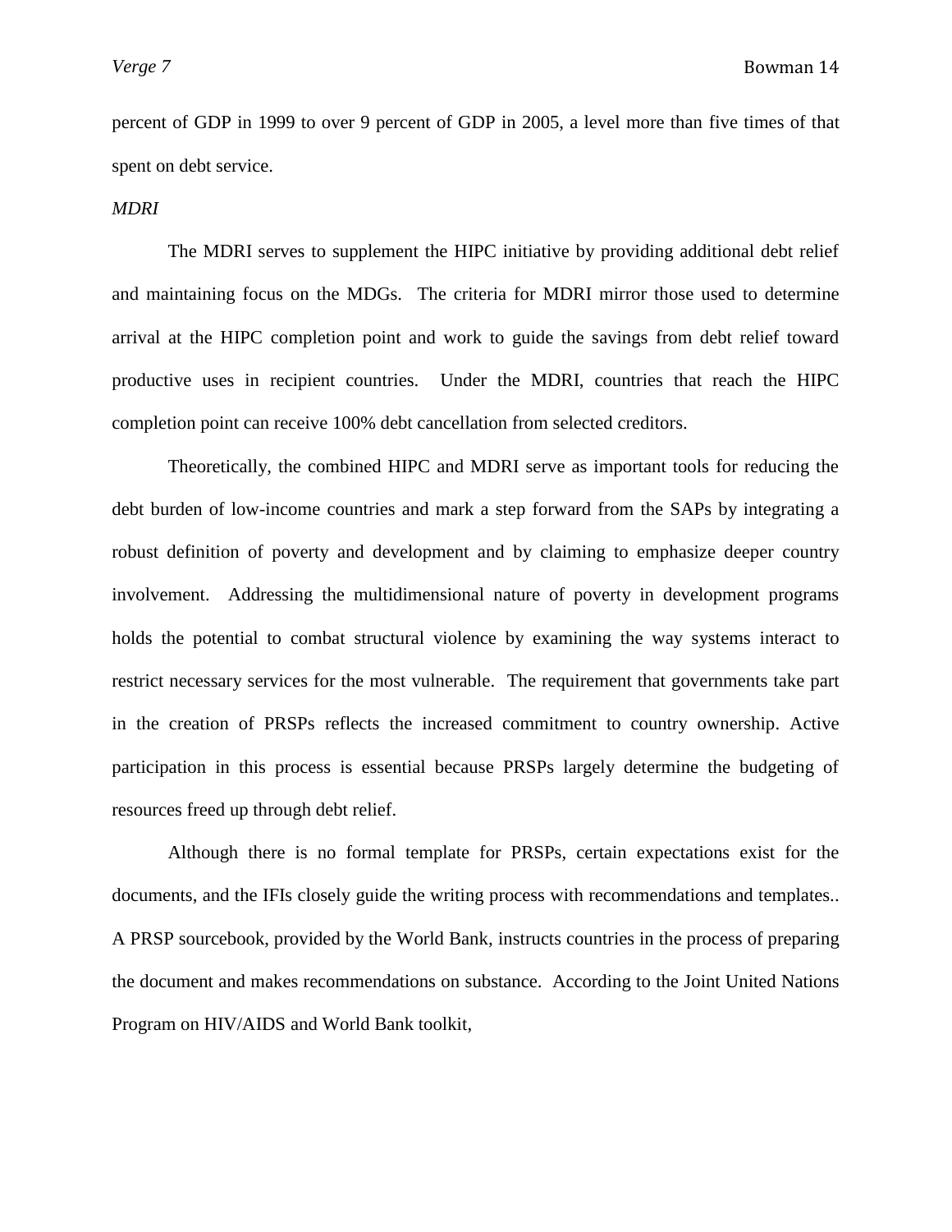percent of GDP in 1999 to over 9 percent of GDP in 2005, a level more than five times of that spent on debt service.

*MDRI*

The MDRI serves to supplement the HIPC initiative by providing additional debt relief and maintaining focus on the MDGs. The criteria for MDRI mirror those used to determine arrival at the HIPC completion point and work to guide the savings from debt relief toward productive uses in recipient countries. Under the MDRI, countries that reach the HIPC completion point can receive 100% debt cancellation from selected creditors.

Theoretically, the combined HIPC and MDRI serve as important tools for reducing the debt burden of low-income countries and mark a step forward from the SAPs by integrating a robust definition of poverty and development and by claiming to emphasize deeper country involvement. Addressing the multidimensional nature of poverty in development programs holds the potential to combat structural violence by examining the way systems interact to restrict necessary services for the most vulnerable. The requirement that governments take part in the creation of PRSPs reflects the increased commitment to country ownership. Active participation in this process is essential because PRSPs largely determine the budgeting of resources freed up through debt relief.

Although there is no formal template for PRSPs, certain expectations exist for the documents, and the IFIs closely guide the writing process with recommendations and templates.. A PRSP sourcebook, provided by the World Bank, instructs countries in the process of preparing the document and makes recommendations on substance. According to the Joint United Nations Program on HIV/AIDS and World Bank toolkit,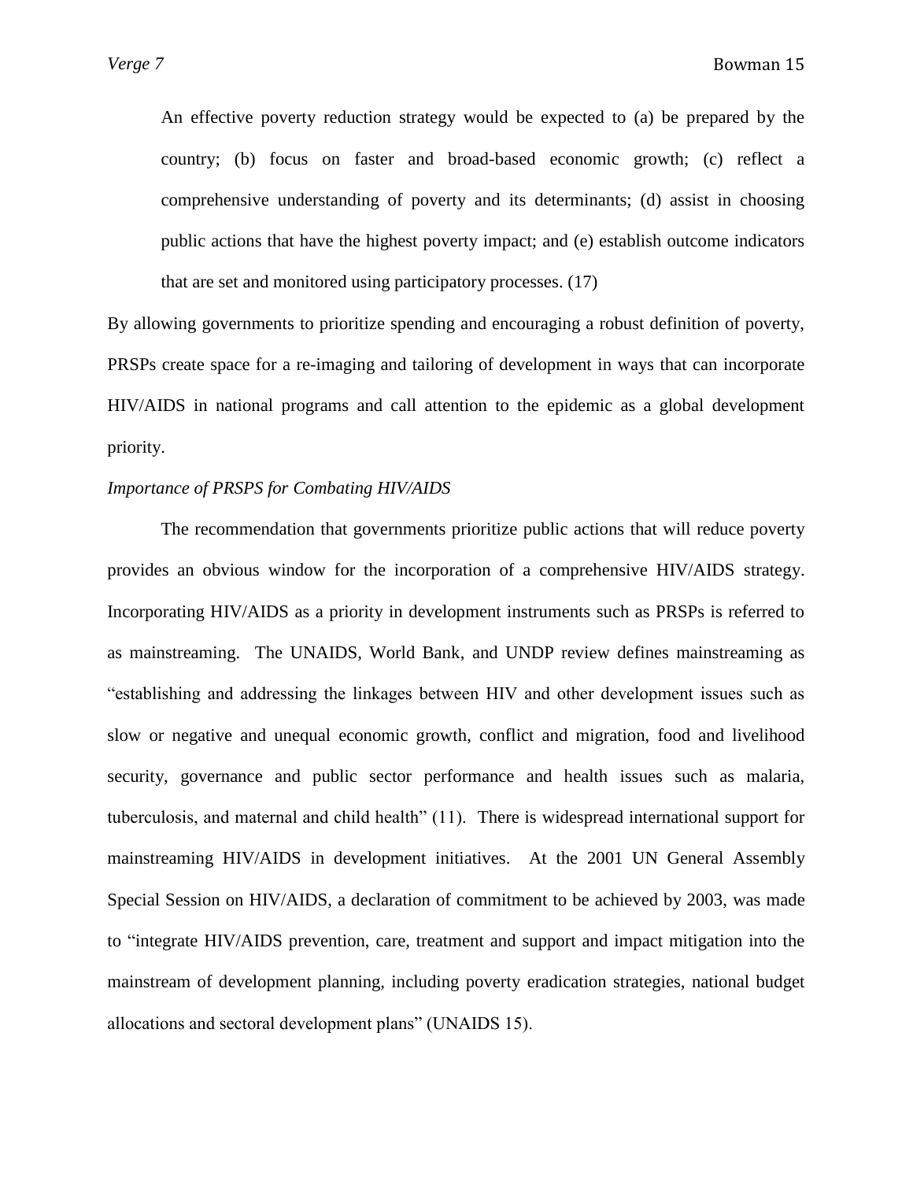> An effective poverty reduction strategy would be expected to (a) be prepared by the country; (b) focus on faster and broad-based economic growth; (c) reflect a comprehensive understanding of poverty and its determinants; (d) assist in choosing public actions that have the highest poverty impact; and (e) establish outcome indicators that are set and monitored using participatory processes. (17)

By allowing governments to prioritize spending and encouraging a robust definition of poverty, PRSPs create space for a re-imaging and tailoring of development in ways that can incorporate HIV/AIDS in national programs and call attention to the epidemic as a global development priority.

*Importance of PRSPS for Combating HIV/AIDS*

The recommendation that governments prioritize public actions that will reduce poverty provides an obvious window for the incorporation of a comprehensive HIV/AIDS strategy. Incorporating HIV/AIDS as a priority in development instruments such as PRSPs is referred to as mainstreaming. The UNAIDS, World Bank, and UNDP review defines mainstreaming as "establishing and addressing the linkages between HIV and other development issues such as slow or negative and unequal economic growth, conflict and migration, food and livelihood security, governance and public sector performance and health issues such as malaria, tuberculosis, and maternal and child health" (11). There is widespread international support for mainstreaming HIV/AIDS in development initiatives. At the 2001 UN General Assembly Special Session on HIV/AIDS, a declaration of commitment to be achieved by 2003, was made to "integrate HIV/AIDS prevention, care, treatment and support and impact mitigation into the mainstream of development planning, including poverty eradication strategies, national budget allocations and sectoral development plans" (UNAIDS 15).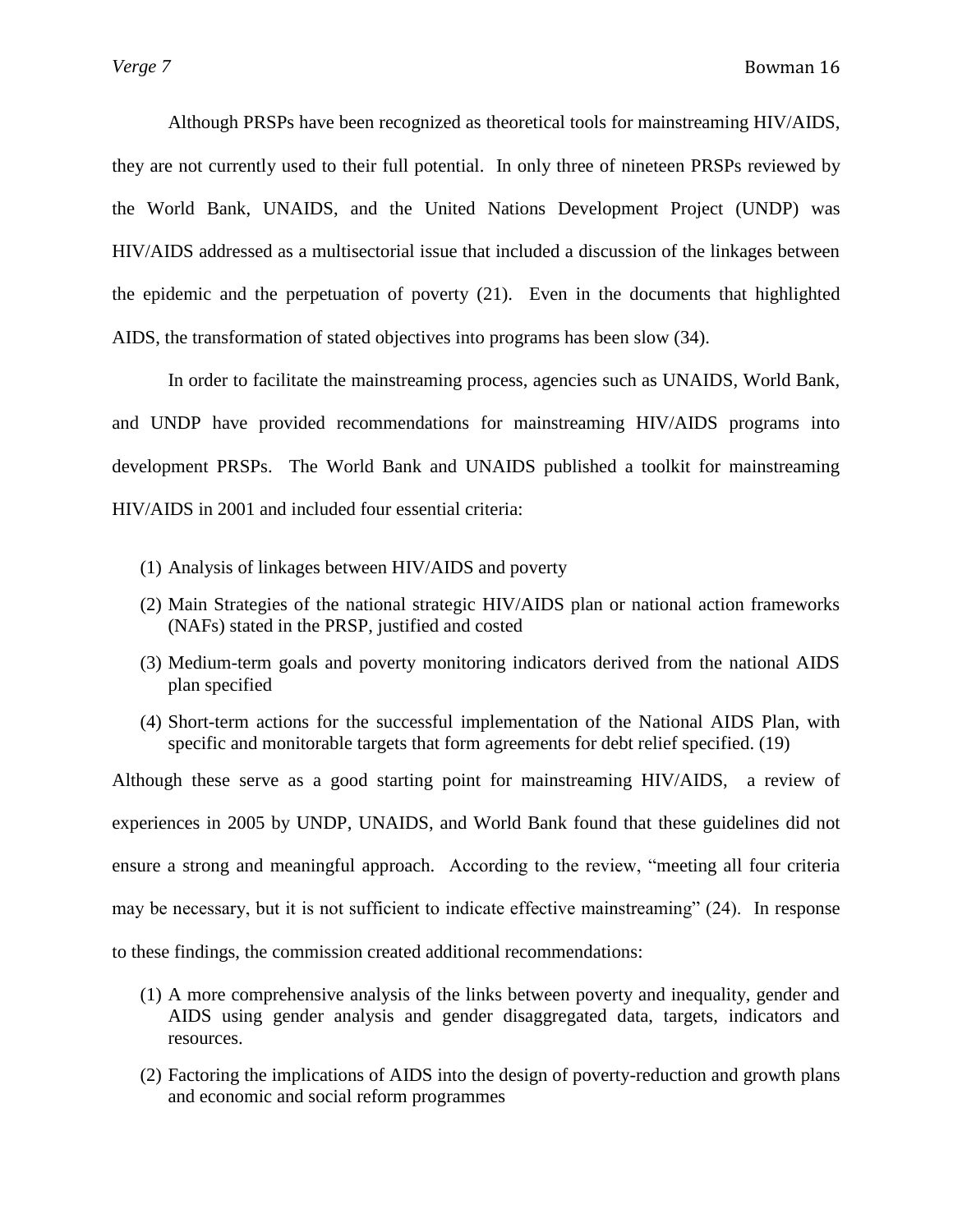Although PRSPs have been recognized as theoretical tools for mainstreaming HIV/AIDS, they are not currently used to their full potential. In only three of nineteen PRSPs reviewed by the World Bank, UNAIDS, and the United Nations Development Project (UNDP) was HIV/AIDS addressed as a multisectorial issue that included a discussion of the linkages between the epidemic and the perpetuation of poverty (21). Even in the documents that highlighted AIDS, the transformation of stated objectives into programs has been slow (34).

In order to facilitate the mainstreaming process, agencies such as UNAIDS, World Bank, and UNDP have provided recommendations for mainstreaming HIV/AIDS programs into development PRSPs. The World Bank and UNAIDS published a toolkit for mainstreaming HIV/AIDS in 2001 and included four essential criteria:

(1) Analysis of linkages between HIV/AIDS and poverty

(2) Main Strategies of the national strategic HIV/AIDS plan or national action frameworks (NAFs) stated in the PRSP, justified and costed

(3) Medium-term goals and poverty monitoring indicators derived from the national AIDS plan specified

(4) Short-term actions for the successful implementation of the National AIDS Plan, with specific and monitorable targets that form agreements for debt relief specified. (19)

Although these serve as a good starting point for mainstreaming HIV/AIDS, a review of experiences in 2005 by UNDP, UNAIDS, and World Bank found that these guidelines did not ensure a strong and meaningful approach. According to the review, "meeting all four criteria may be necessary, but it is not sufficient to indicate effective mainstreaming" (24). In response to these findings, the commission created additional recommendations:

(1) A more comprehensive analysis of the links between poverty and inequality, gender and AIDS using gender analysis and gender disaggregated data, targets, indicators and resources.

(2) Factoring the implications of AIDS into the design of poverty-reduction and growth plans and economic and social reform programmes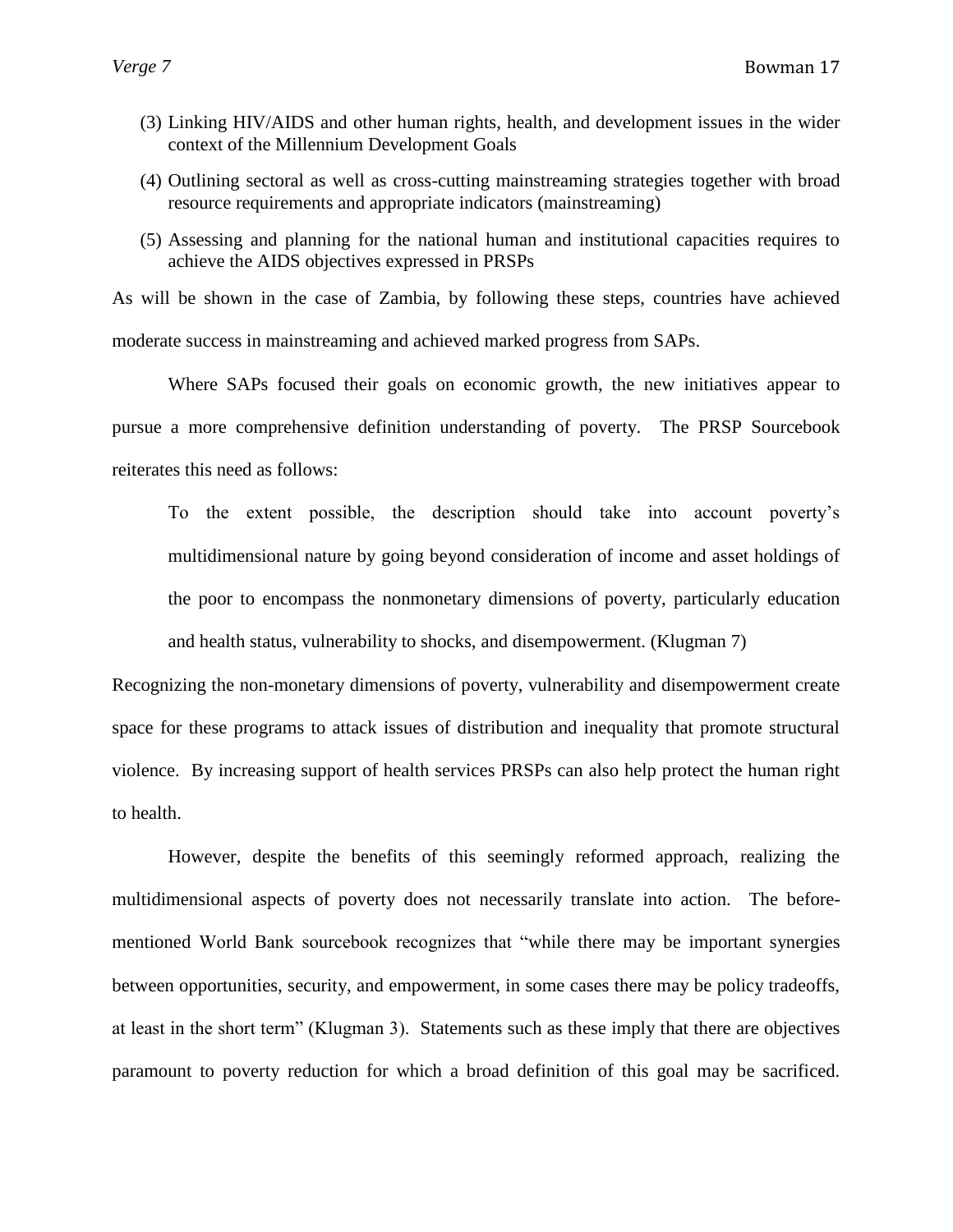(3) Linking HIV/AIDS and other human rights, health, and development issues in the wider context of the Millennium Development Goals

(4) Outlining sectoral as well as cross-cutting mainstreaming strategies together with broad resource requirements and appropriate indicators (mainstreaming)

(5) Assessing and planning for the national human and institutional capacities requires to achieve the AIDS objectives expressed in PRSPs

As will be shown in the case of Zambia, by following these steps, countries have achieved moderate success in mainstreaming and achieved marked progress from SAPs.

Where SAPs focused their goals on economic growth, the new initiatives appear to pursue a more comprehensive definition understanding of poverty. The PRSP Sourcebook reiterates this need as follows:

> To the extent possible, the description should take into account poverty's multidimensional nature by going beyond consideration of income and asset holdings of the poor to encompass the nonmonetary dimensions of poverty, particularly education and health status, vulnerability to shocks, and disempowerment. (Klugman 7)

Recognizing the non-monetary dimensions of poverty, vulnerability and disempowerment create space for these programs to attack issues of distribution and inequality that promote structural violence. By increasing support of health services PRSPs can also help protect the human right to health.

However, despite the benefits of this seemingly reformed approach, realizing the multidimensional aspects of poverty does not necessarily translate into action. The before-mentioned World Bank sourcebook recognizes that "while there may be important synergies between opportunities, security, and empowerment, in some cases there may be policy tradeoffs, at least in the short term" (Klugman 3). Statements such as these imply that there are objectives paramount to poverty reduction for which a broad definition of this goal may be sacrificed.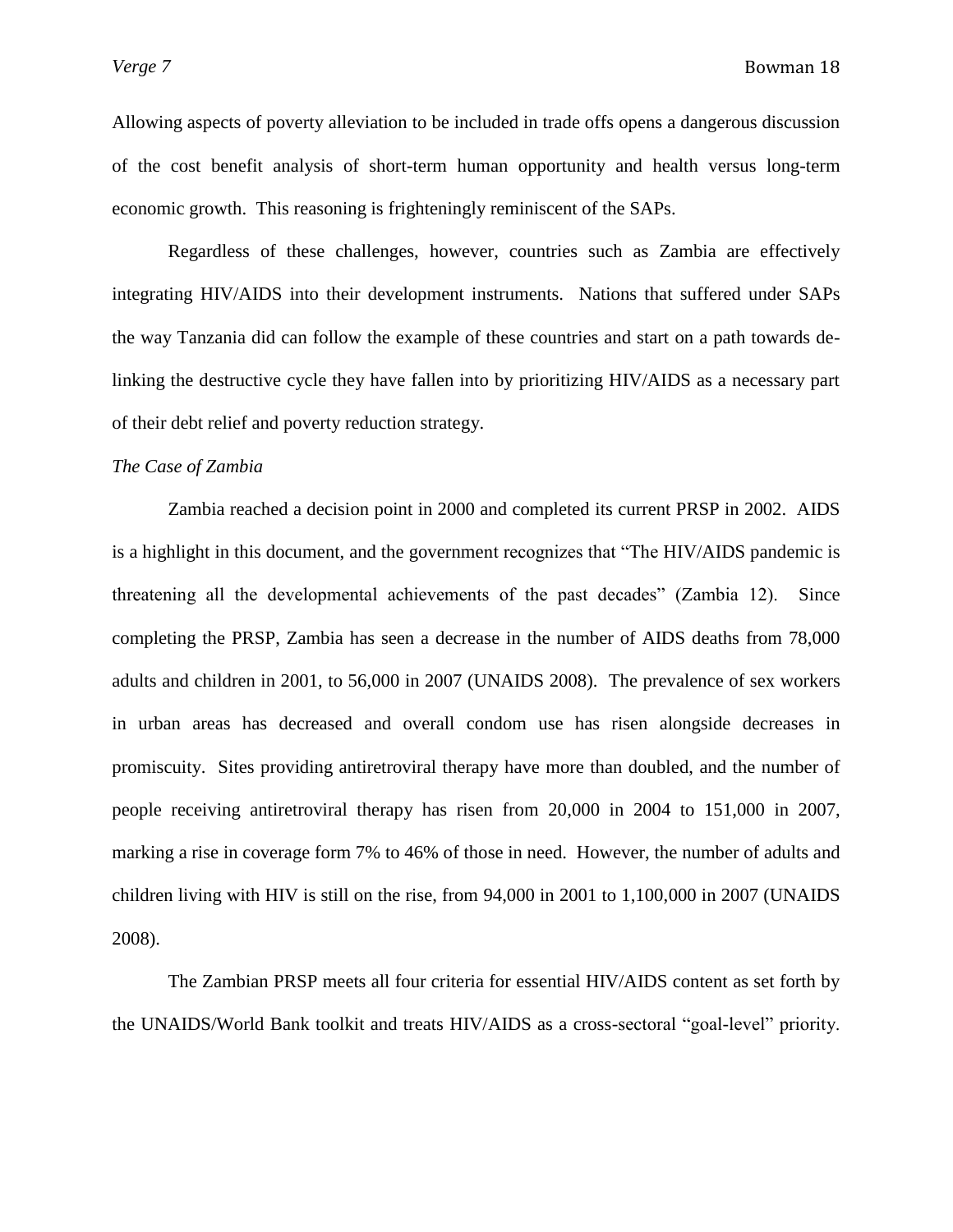Allowing aspects of poverty alleviation to be included in trade offs opens a dangerous discussion of the cost benefit analysis of short-term human opportunity and health versus long-term economic growth. This reasoning is frighteningly reminiscent of the SAPs.

Regardless of these challenges, however, countries such as Zambia are effectively integrating HIV/AIDS into their development instruments. Nations that suffered under SAPs the way Tanzania did can follow the example of these countries and start on a path towards de-linking the destructive cycle they have fallen into by prioritizing HIV/AIDS as a necessary part of their debt relief and poverty reduction strategy.

*The Case of Zambia*

Zambia reached a decision point in 2000 and completed its current PRSP in 2002. AIDS is a highlight in this document, and the government recognizes that "The HIV/AIDS pandemic is threatening all the developmental achievements of the past decades" (Zambia 12). Since completing the PRSP, Zambia has seen a decrease in the number of AIDS deaths from 78,000 adults and children in 2001, to 56,000 in 2007 (UNAIDS 2008). The prevalence of sex workers in urban areas has decreased and overall condom use has risen alongside decreases in promiscuity. Sites providing antiretroviral therapy have more than doubled, and the number of people receiving antiretroviral therapy has risen from 20,000 in 2004 to 151,000 in 2007, marking a rise in coverage form 7% to 46% of those in need. However, the number of adults and children living with HIV is still on the rise, from 94,000 in 2001 to 1,100,000 in 2007 (UNAIDS 2008).

The Zambian PRSP meets all four criteria for essential HIV/AIDS content as set forth by the UNAIDS/World Bank toolkit and treats HIV/AIDS as a cross-sectoral "goal-level" priority.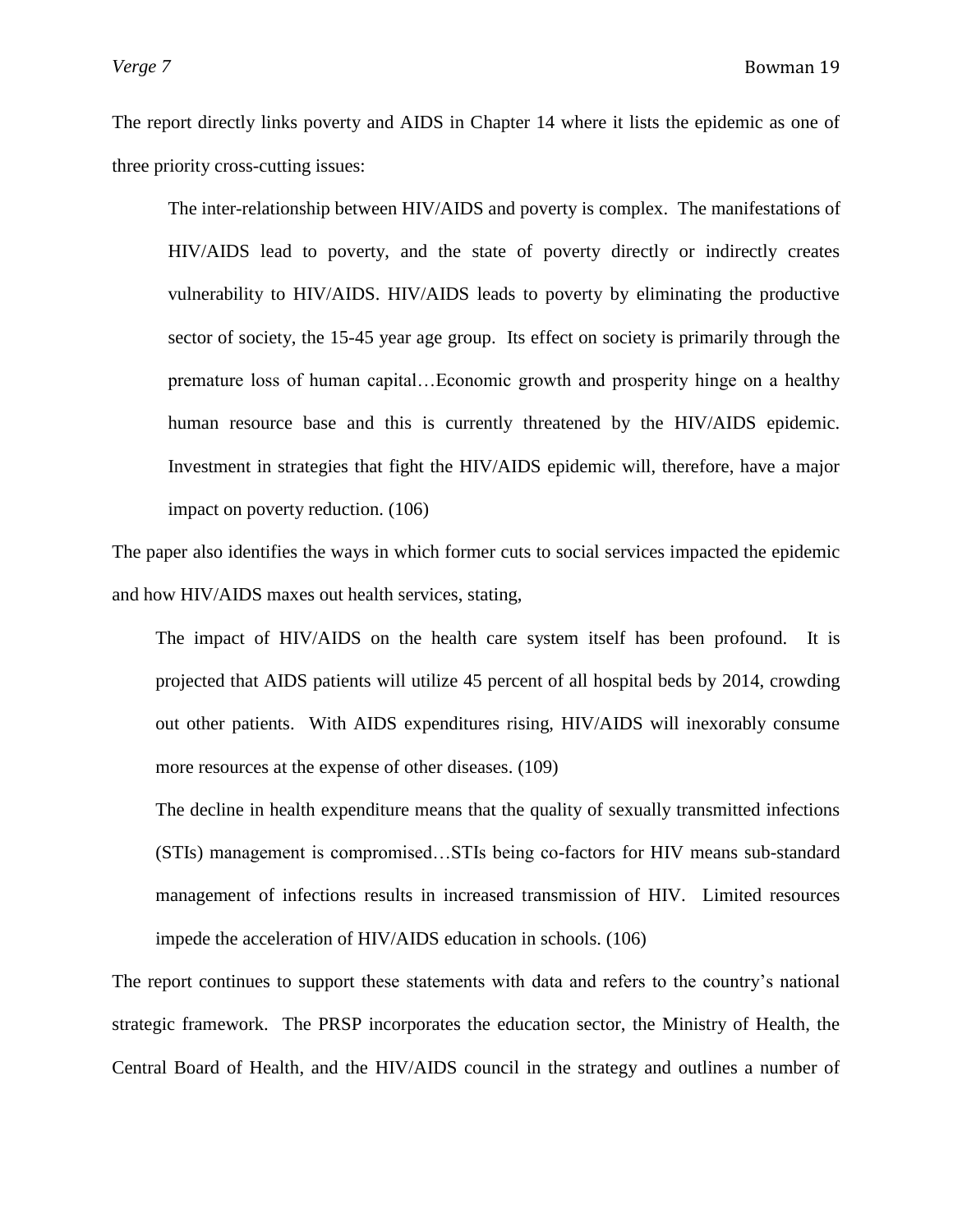The report directly links poverty and AIDS in Chapter 14 where it lists the epidemic as one of three priority cross-cutting issues:

> The inter-relationship between HIV/AIDS and poverty is complex. The manifestations of HIV/AIDS lead to poverty, and the state of poverty directly or indirectly creates vulnerability to HIV/AIDS. HIV/AIDS leads to poverty by eliminating the productive sector of society, the 15-45 year age group. Its effect on society is primarily through the premature loss of human capital…Economic growth and prosperity hinge on a healthy human resource base and this is currently threatened by the HIV/AIDS epidemic. Investment in strategies that fight the HIV/AIDS epidemic will, therefore, have a major impact on poverty reduction. (106)

The paper also identifies the ways in which former cuts to social services impacted the epidemic and how HIV/AIDS maxes out health services, stating,

> The impact of HIV/AIDS on the health care system itself has been profound. It is projected that AIDS patients will utilize 45 percent of all hospital beds by 2014, crowding out other patients. With AIDS expenditures rising, HIV/AIDS will inexorably consume more resources at the expense of other diseases. (109)
>
> The decline in health expenditure means that the quality of sexually transmitted infections (STIs) management is compromised…STIs being co-factors for HIV means sub-standard management of infections results in increased transmission of HIV. Limited resources impede the acceleration of HIV/AIDS education in schools. (106)

The report continues to support these statements with data and refers to the country's national strategic framework. The PRSP incorporates the education sector, the Ministry of Health, the Central Board of Health, and the HIV/AIDS council in the strategy and outlines a number of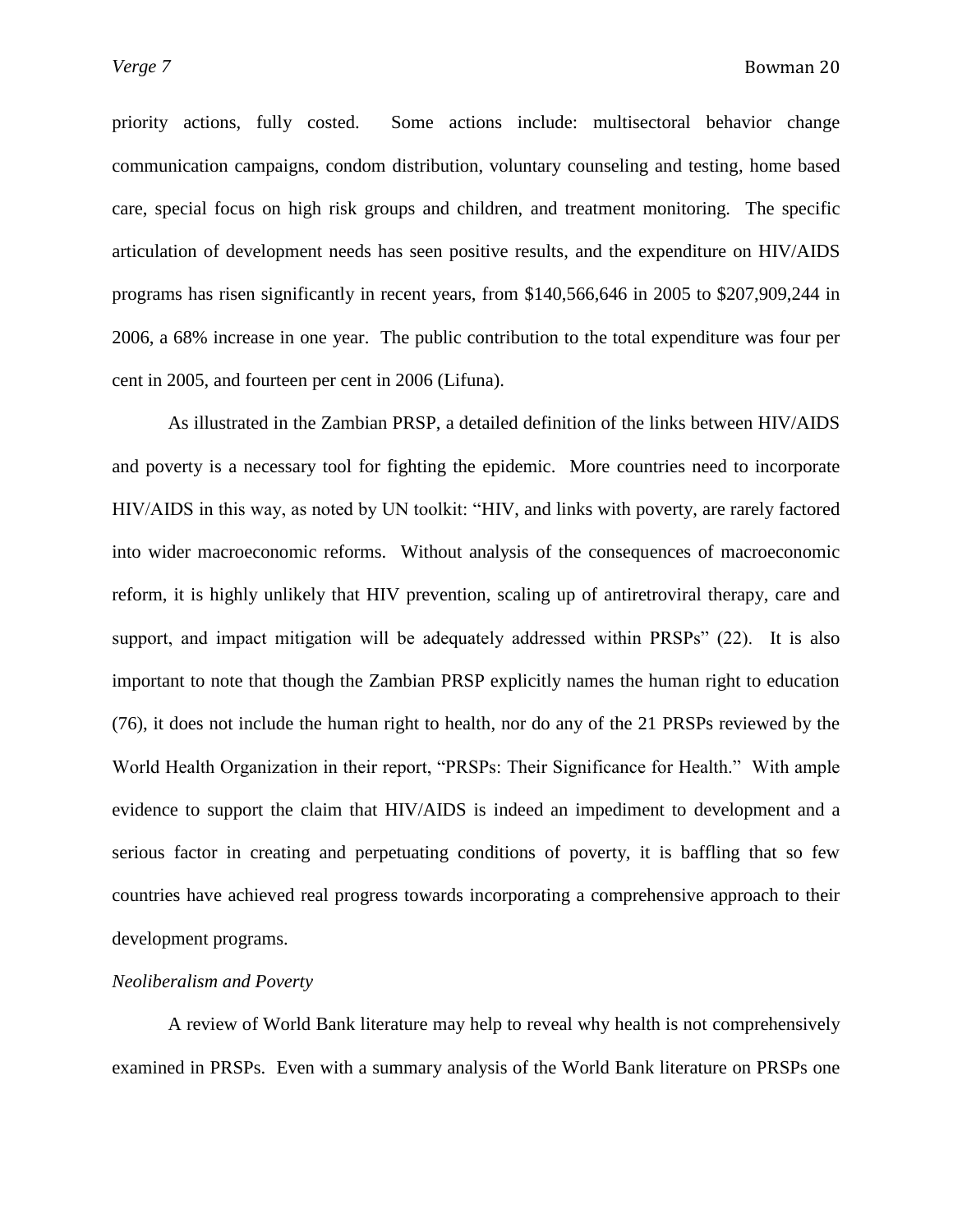priority actions, fully costed. Some actions include: multisectoral behavior change communication campaigns, condom distribution, voluntary counseling and testing, home based care, special focus on high risk groups and children, and treatment monitoring. The specific articulation of development needs has seen positive results, and the expenditure on HIV/AIDS programs has risen significantly in recent years, from $140,566,646 in 2005 to $207,909,244 in 2006, a 68% increase in one year. The public contribution to the total expenditure was four per cent in 2005, and fourteen per cent in 2006 (Lifuna).

As illustrated in the Zambian PRSP, a detailed definition of the links between HIV/AIDS and poverty is a necessary tool for fighting the epidemic. More countries need to incorporate HIV/AIDS in this way, as noted by UN toolkit: "HIV, and links with poverty, are rarely factored into wider macroeconomic reforms. Without analysis of the consequences of macroeconomic reform, it is highly unlikely that HIV prevention, scaling up of antiretroviral therapy, care and support, and impact mitigation will be adequately addressed within PRSPs" (22). It is also important to note that though the Zambian PRSP explicitly names the human right to education (76), it does not include the human right to health, nor do any of the 21 PRSPs reviewed by the World Health Organization in their report, "PRSPs: Their Significance for Health." With ample evidence to support the claim that HIV/AIDS is indeed an impediment to development and a serious factor in creating and perpetuating conditions of poverty, it is baffling that so few countries have achieved real progress towards incorporating a comprehensive approach to their development programs.

*Neoliberalism and Poverty*

A review of World Bank literature may help to reveal why health is not comprehensively examined in PRSPs. Even with a summary analysis of the World Bank literature on PRSPs one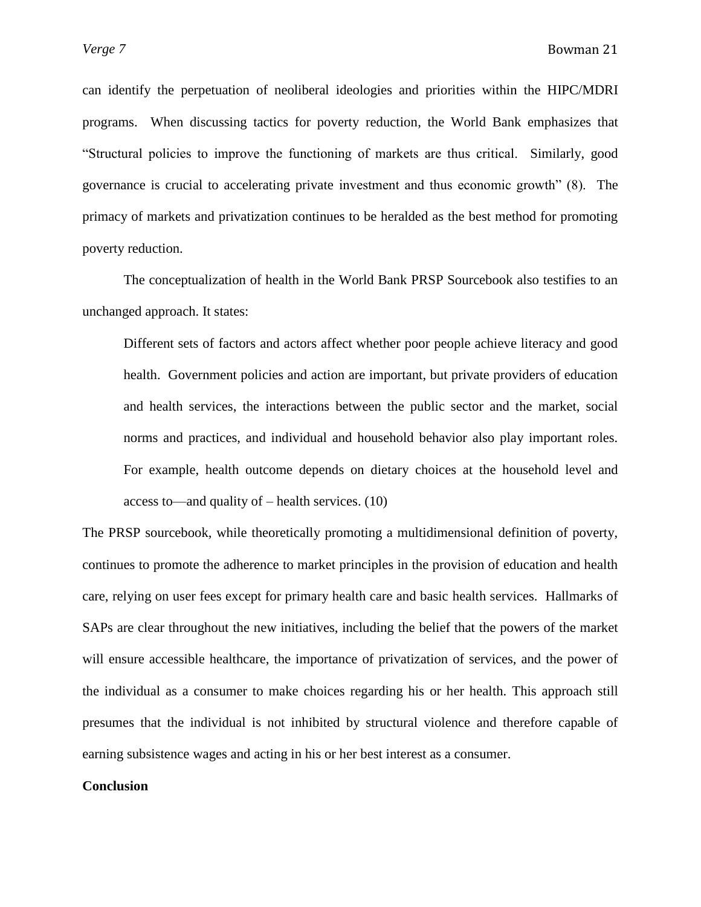can identify the perpetuation of neoliberal ideologies and priorities within the HIPC/MDRI programs. When discussing tactics for poverty reduction, the World Bank emphasizes that "Structural policies to improve the functioning of markets are thus critical. Similarly, good governance is crucial to accelerating private investment and thus economic growth" (8). The primacy of markets and privatization continues to be heralded as the best method for promoting poverty reduction.

The conceptualization of health in the World Bank PRSP Sourcebook also testifies to an unchanged approach. It states:

> Different sets of factors and actors affect whether poor people achieve literacy and good health. Government policies and action are important, but private providers of education and health services, the interactions between the public sector and the market, social norms and practices, and individual and household behavior also play important roles. For example, health outcome depends on dietary choices at the household level and access to—and quality of – health services. (10)

The PRSP sourcebook, while theoretically promoting a multidimensional definition of poverty, continues to promote the adherence to market principles in the provision of education and health care, relying on user fees except for primary health care and basic health services. Hallmarks of SAPs are clear throughout the new initiatives, including the belief that the powers of the market will ensure accessible healthcare, the importance of privatization of services, and the power of the individual as a consumer to make choices regarding his or her health. This approach still presumes that the individual is not inhibited by structural violence and therefore capable of earning subsistence wages and acting in his or her best interest as a consumer.

**Conclusion**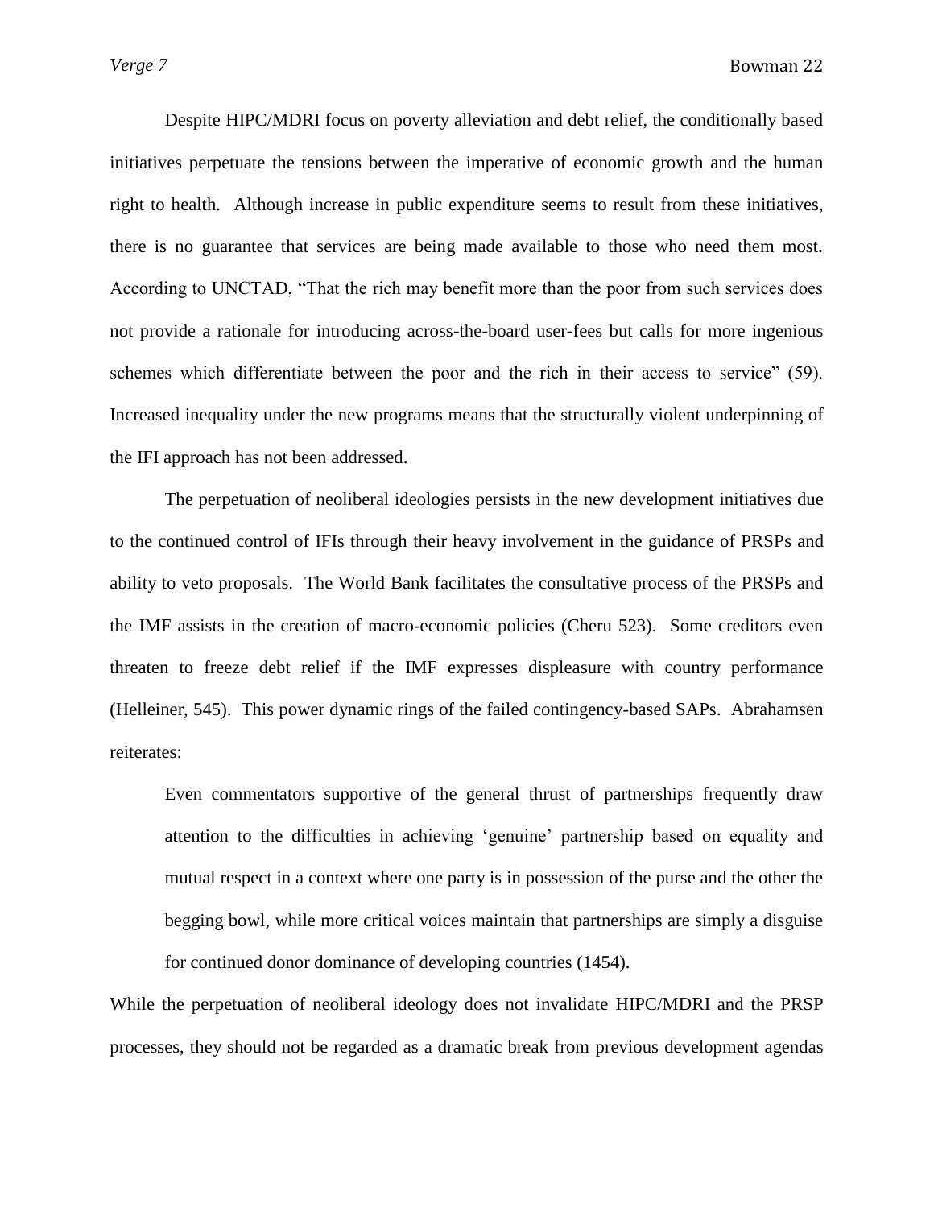Despite HIPC/MDRI focus on poverty alleviation and debt relief, the conditionally based initiatives perpetuate the tensions between the imperative of economic growth and the human right to health. Although increase in public expenditure seems to result from these initiatives, there is no guarantee that services are being made available to those who need them most. According to UNCTAD, "That the rich may benefit more than the poor from such services does not provide a rationale for introducing across-the-board user-fees but calls for more ingenious schemes which differentiate between the poor and the rich in their access to service" (59). Increased inequality under the new programs means that the structurally violent underpinning of the IFI approach has not been addressed.

The perpetuation of neoliberal ideologies persists in the new development initiatives due to the continued control of IFIs through their heavy involvement in the guidance of PRSPs and ability to veto proposals. The World Bank facilitates the consultative process of the PRSPs and the IMF assists in the creation of macro-economic policies (Cheru 523). Some creditors even threaten to freeze debt relief if the IMF expresses displeasure with country performance (Helleiner, 545). This power dynamic rings of the failed contingency-based SAPs. Abrahamsen reiterates:

> Even commentators supportive of the general thrust of partnerships frequently draw attention to the difficulties in achieving 'genuine' partnership based on equality and mutual respect in a context where one party is in possession of the purse and the other the begging bowl, while more critical voices maintain that partnerships are simply a disguise for continued donor dominance of developing countries (1454).

While the perpetuation of neoliberal ideology does not invalidate HIPC/MDRI and the PRSP processes, they should not be regarded as a dramatic break from previous development agendas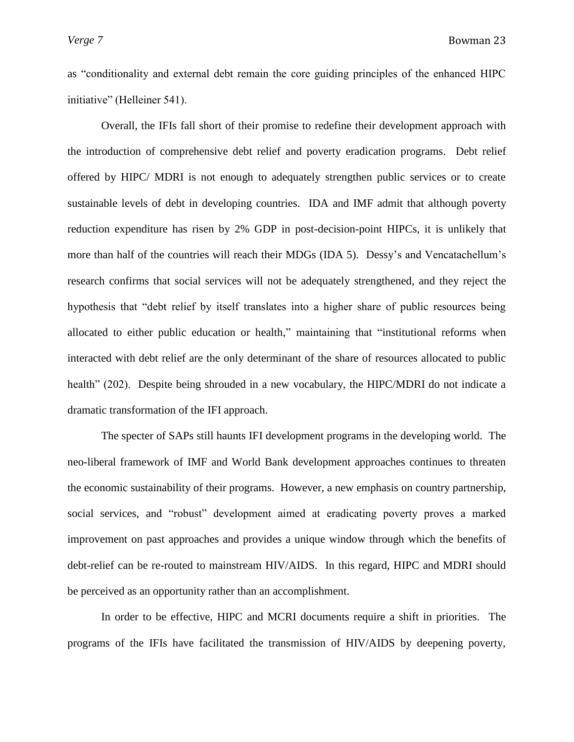as "conditionality and external debt remain the core guiding principles of the enhanced HIPC initiative" (Helleiner 541).

Overall, the IFIs fall short of their promise to redefine their development approach with the introduction of comprehensive debt relief and poverty eradication programs. Debt relief offered by HIPC/ MDRI is not enough to adequately strengthen public services or to create sustainable levels of debt in developing countries. IDA and IMF admit that although poverty reduction expenditure has risen by 2% GDP in post-decision-point HIPCs, it is unlikely that more than half of the countries will reach their MDGs (IDA 5). Dessy's and Vencatachellum's research confirms that social services will not be adequately strengthened, and they reject the hypothesis that "debt relief by itself translates into a higher share of public resources being allocated to either public education or health," maintaining that "institutional reforms when interacted with debt relief are the only determinant of the share of resources allocated to public health" (202). Despite being shrouded in a new vocabulary, the HIPC/MDRI do not indicate a dramatic transformation of the IFI approach.

The specter of SAPs still haunts IFI development programs in the developing world. The neo-liberal framework of IMF and World Bank development approaches continues to threaten the economic sustainability of their programs. However, a new emphasis on country partnership, social services, and "robust" development aimed at eradicating poverty proves a marked improvement on past approaches and provides a unique window through which the benefits of debt-relief can be re-routed to mainstream HIV/AIDS. In this regard, HIPC and MDRI should be perceived as an opportunity rather than an accomplishment.

In order to be effective, HIPC and MCRI documents require a shift in priorities. The programs of the IFIs have facilitated the transmission of HIV/AIDS by deepening poverty,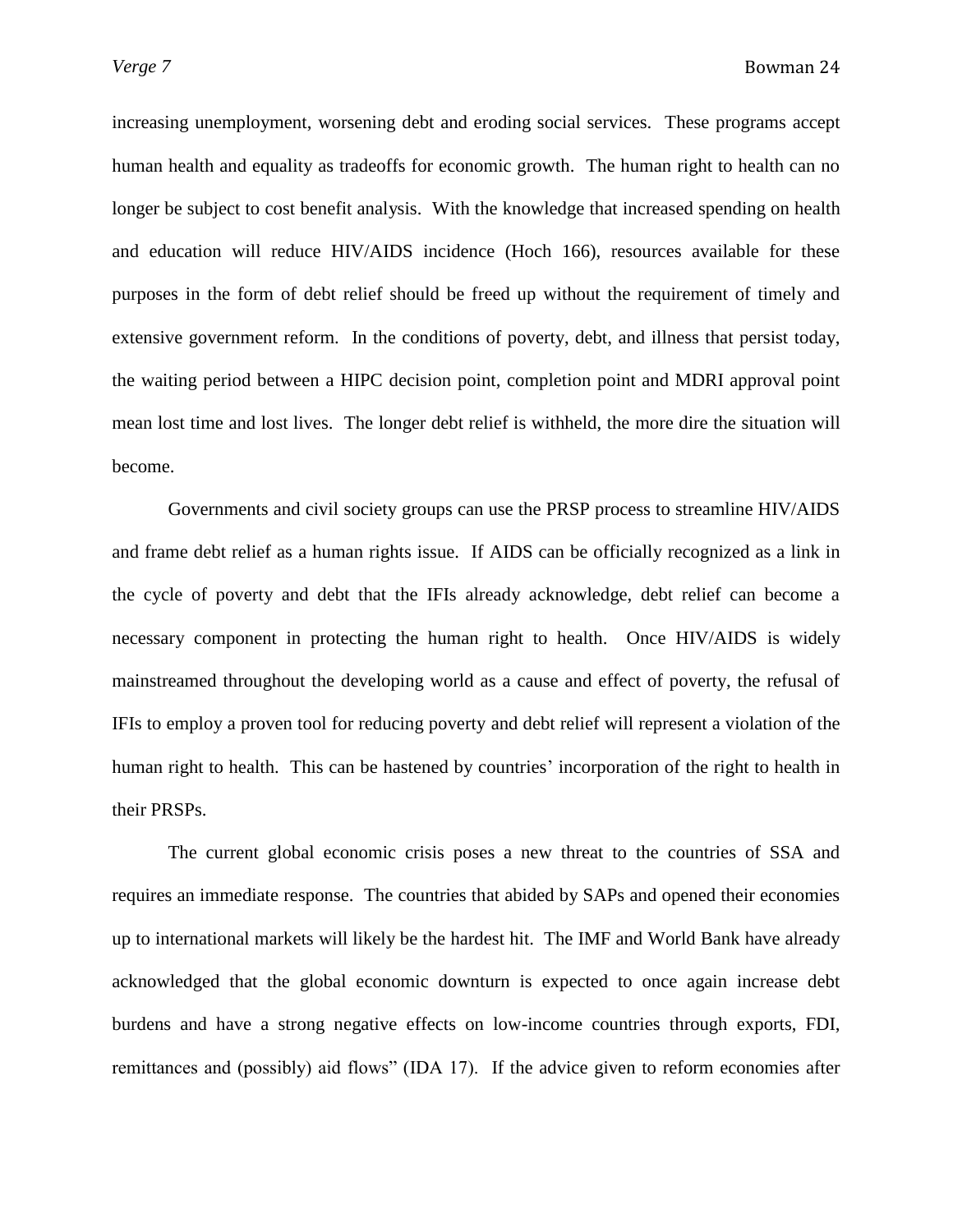increasing unemployment, worsening debt and eroding social services. These programs accept human health and equality as tradeoffs for economic growth. The human right to health can no longer be subject to cost benefit analysis. With the knowledge that increased spending on health and education will reduce HIV/AIDS incidence (Hoch 166), resources available for these purposes in the form of debt relief should be freed up without the requirement of timely and extensive government reform. In the conditions of poverty, debt, and illness that persist today, the waiting period between a HIPC decision point, completion point and MDRI approval point mean lost time and lost lives. The longer debt relief is withheld, the more dire the situation will become.

Governments and civil society groups can use the PRSP process to streamline HIV/AIDS and frame debt relief as a human rights issue. If AIDS can be officially recognized as a link in the cycle of poverty and debt that the IFIs already acknowledge, debt relief can become a necessary component in protecting the human right to health. Once HIV/AIDS is widely mainstreamed throughout the developing world as a cause and effect of poverty, the refusal of IFIs to employ a proven tool for reducing poverty and debt relief will represent a violation of the human right to health. This can be hastened by countries' incorporation of the right to health in their PRSPs.

The current global economic crisis poses a new threat to the countries of SSA and requires an immediate response. The countries that abided by SAPs and opened their economies up to international markets will likely be the hardest hit. The IMF and World Bank have already acknowledged that the global economic downturn is expected to once again increase debt burdens and have a strong negative effects on low-income countries through exports, FDI, remittances and (possibly) aid flows" (IDA 17). If the advice given to reform economies after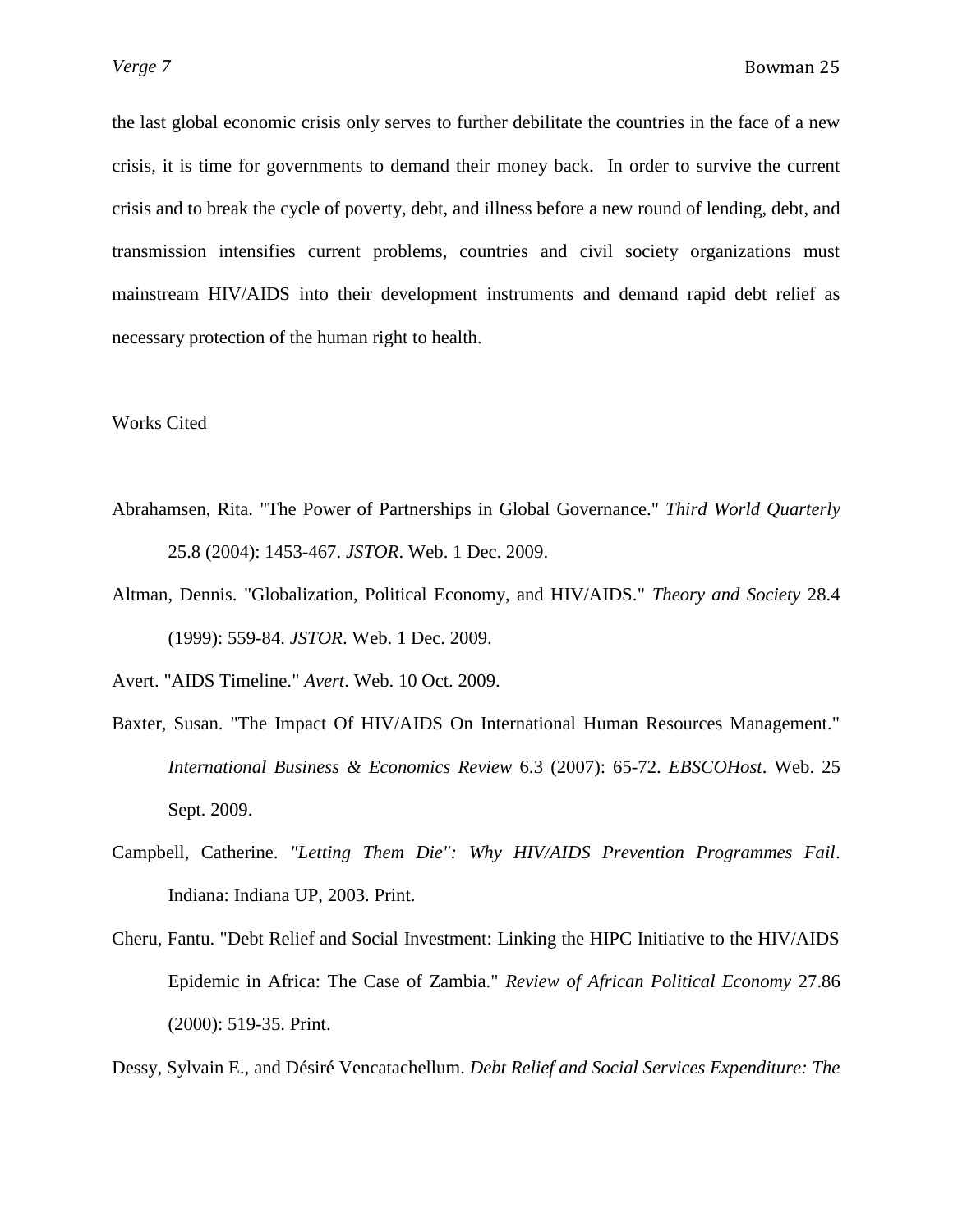the last global economic crisis only serves to further debilitate the countries in the face of a new crisis, it is time for governments to demand their money back. In order to survive the current crisis and to break the cycle of poverty, debt, and illness before a new round of lending, debt, and transmission intensifies current problems, countries and civil society organizations must mainstream HIV/AIDS into their development instruments and demand rapid debt relief as necessary protection of the human right to health.

## Works Cited

Abrahamsen, Rita. "The Power of Partnerships in Global Governance." *Third World Quarterly* 25.8 (2004): 1453-467. *JSTOR*. Web. 1 Dec. 2009.

Altman, Dennis. "Globalization, Political Economy, and HIV/AIDS." *Theory and Society* 28.4 (1999): 559-84. *JSTOR*. Web. 1 Dec. 2009.

Avert. "AIDS Timeline." *Avert*. Web. 10 Oct. 2009.

Baxter, Susan. "The Impact Of HIV/AIDS On International Human Resources Management." *International Business & Economics Review* 6.3 (2007): 65-72. *EBSCOHost*. Web. 25 Sept. 2009.

Campbell, Catherine. *"Letting Them Die": Why HIV/AIDS Prevention Programmes Fail*. Indiana: Indiana UP, 2003. Print.

Cheru, Fantu. "Debt Relief and Social Investment: Linking the HIPC Initiative to the HIV/AIDS Epidemic in Africa: The Case of Zambia." *Review of African Political Economy* 27.86 (2000): 519-35. Print.

Dessy, Sylvain E., and Désiré Vencatachellum. *Debt Relief and Social Services Expenditure: The*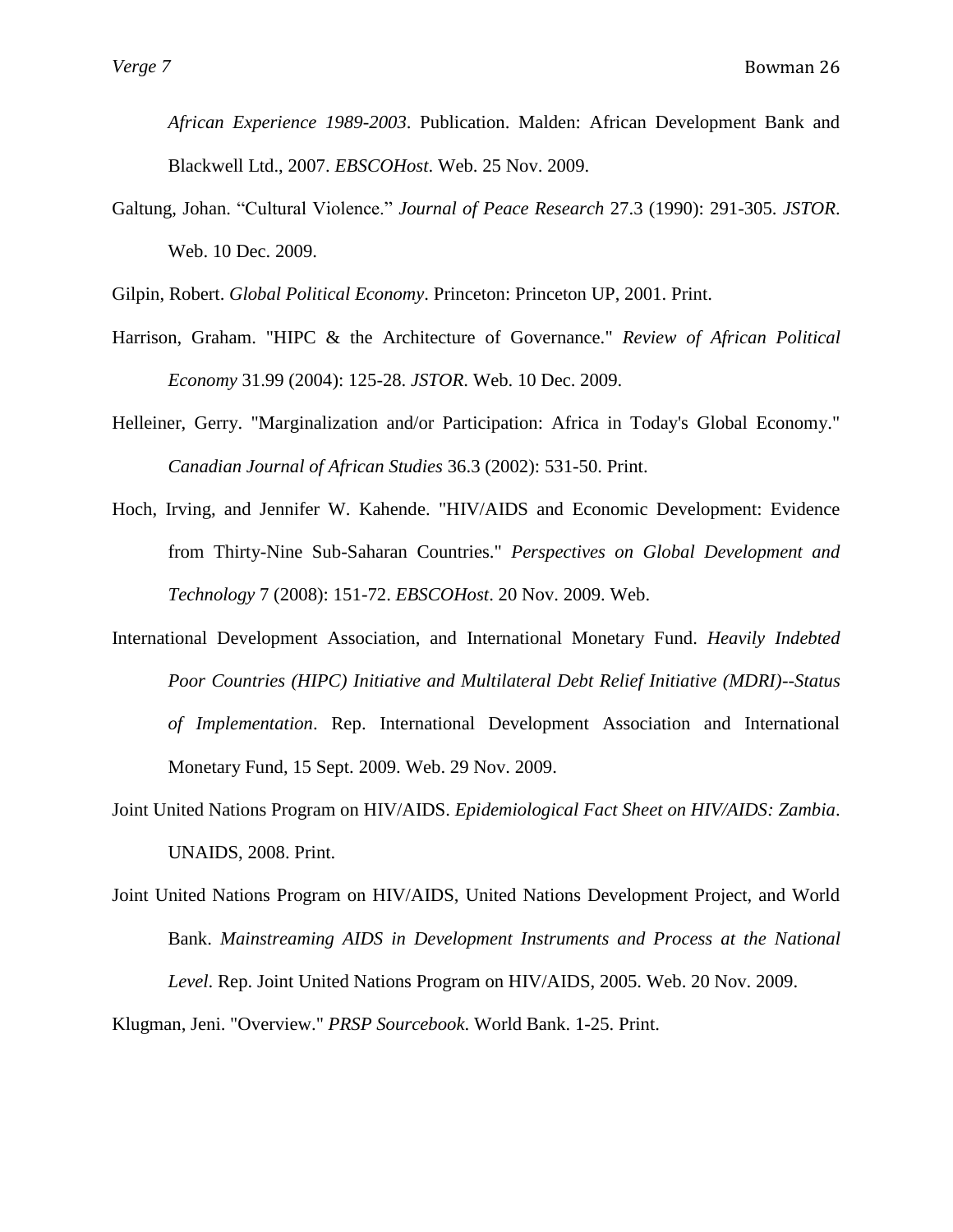*African Experience 1989-2003*. Publication. Malden: African Development Bank and Blackwell Ltd., 2007. *EBSCOHost*. Web. 25 Nov. 2009.

Galtung, Johan. "Cultural Violence." *Journal of Peace Research* 27.3 (1990): 291-305. *JSTOR*. Web. 10 Dec. 2009.

Gilpin, Robert. *Global Political Economy*. Princeton: Princeton UP, 2001. Print.

Harrison, Graham. "HIPC & the Architecture of Governance." *Review of African Political Economy* 31.99 (2004): 125-28. *JSTOR*. Web. 10 Dec. 2009.

Helleiner, Gerry. "Marginalization and/or Participation: Africa in Today's Global Economy." *Canadian Journal of African Studies* 36.3 (2002): 531-50. Print.

Hoch, Irving, and Jennifer W. Kahende. "HIV/AIDS and Economic Development: Evidence from Thirty-Nine Sub-Saharan Countries." *Perspectives on Global Development and Technology* 7 (2008): 151-72. *EBSCOHost*. 20 Nov. 2009. Web.

International Development Association, and International Monetary Fund. *Heavily Indebted Poor Countries (HIPC) Initiative and Multilateral Debt Relief Initiative (MDRI)--Status of Implementation*. Rep. International Development Association and International Monetary Fund, 15 Sept. 2009. Web. 29 Nov. 2009.

Joint United Nations Program on HIV/AIDS. *Epidemiological Fact Sheet on HIV/AIDS: Zambia*. UNAIDS, 2008. Print.

Joint United Nations Program on HIV/AIDS, United Nations Development Project, and World Bank. *Mainstreaming AIDS in Development Instruments and Process at the National Level*. Rep. Joint United Nations Program on HIV/AIDS, 2005. Web. 20 Nov. 2009.

Klugman, Jeni. "Overview." *PRSP Sourcebook*. World Bank. 1-25. Print.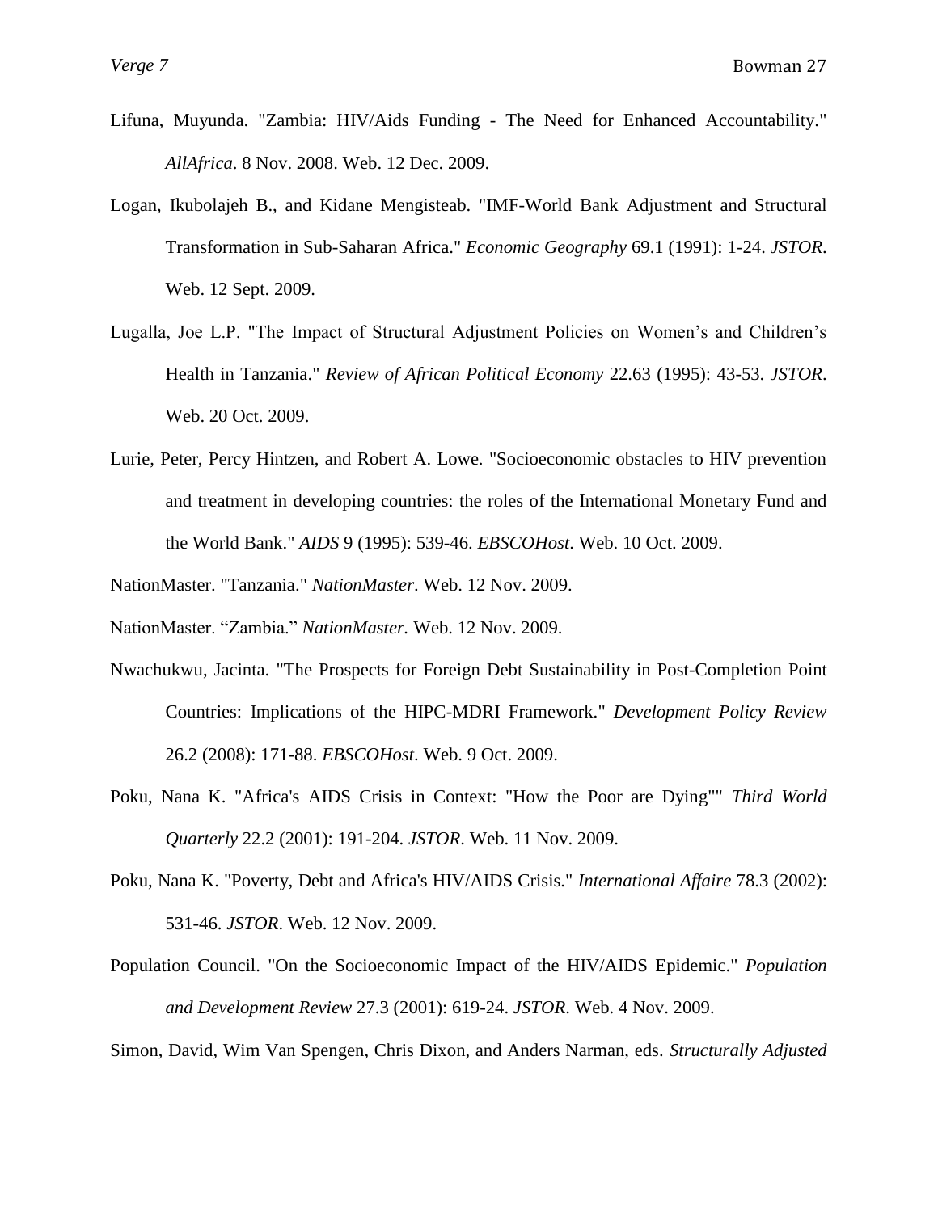Lifuna, Muyunda. "Zambia: HIV/Aids Funding - The Need for Enhanced Accountability." *AllAfrica*. 8 Nov. 2008. Web. 12 Dec. 2009.

Logan, Ikubolajeh B., and Kidane Mengisteab. "IMF-World Bank Adjustment and Structural Transformation in Sub-Saharan Africa." *Economic Geography* 69.1 (1991): 1-24. *JSTOR*. Web. 12 Sept. 2009.

Lugalla, Joe L.P. "The Impact of Structural Adjustment Policies on Women's and Children's Health in Tanzania." *Review of African Political Economy* 22.63 (1995): 43-53. *JSTOR*. Web. 20 Oct. 2009.

Lurie, Peter, Percy Hintzen, and Robert A. Lowe. "Socioeconomic obstacles to HIV prevention and treatment in developing countries: the roles of the International Monetary Fund and the World Bank." *AIDS* 9 (1995): 539-46. *EBSCOHost*. Web. 10 Oct. 2009.

NationMaster. "Tanzania." *NationMaster*. Web. 12 Nov. 2009.

NationMaster. "Zambia." *NationMaster.* Web. 12 Nov. 2009.

Nwachukwu, Jacinta. "The Prospects for Foreign Debt Sustainability in Post-Completion Point Countries: Implications of the HIPC-MDRI Framework." *Development Policy Review* 26.2 (2008): 171-88. *EBSCOHost*. Web. 9 Oct. 2009.

Poku, Nana K. "Africa's AIDS Crisis in Context: "How the Poor are Dying"" *Third World Quarterly* 22.2 (2001): 191-204. *JSTOR*. Web. 11 Nov. 2009.

Poku, Nana K. "Poverty, Debt and Africa's HIV/AIDS Crisis." *International Affaire* 78.3 (2002): 531-46. *JSTOR*. Web. 12 Nov. 2009.

Population Council. "On the Socioeconomic Impact of the HIV/AIDS Epidemic." *Population and Development Review* 27.3 (2001): 619-24. *JSTOR*. Web. 4 Nov. 2009.

Simon, David, Wim Van Spengen, Chris Dixon, and Anders Narman, eds. *Structurally Adjusted*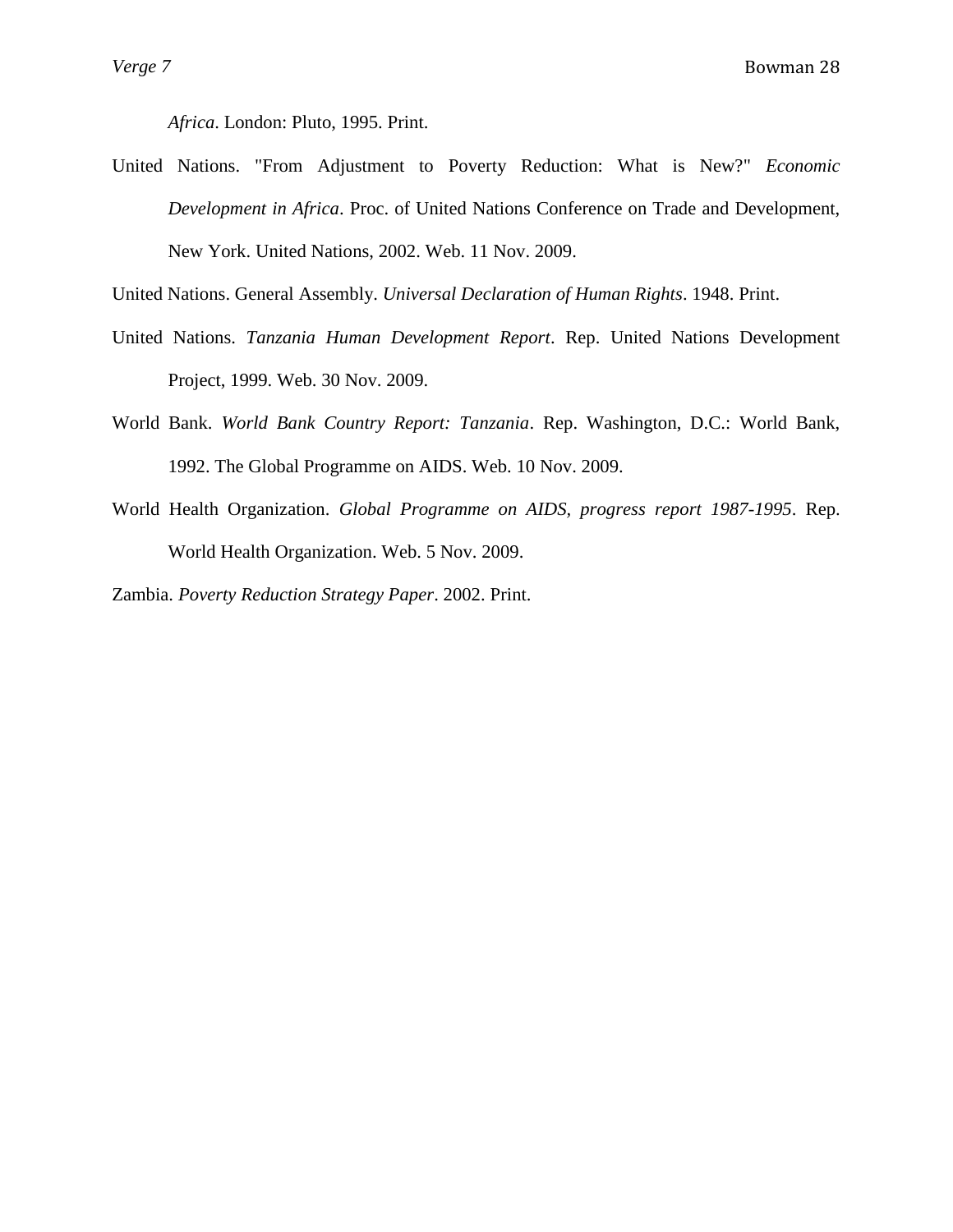*Africa*. London: Pluto, 1995. Print.

United Nations. "From Adjustment to Poverty Reduction: What is New?" *Economic Development in Africa*. Proc. of United Nations Conference on Trade and Development, New York. United Nations, 2002. Web. 11 Nov. 2009.

United Nations. General Assembly. *Universal Declaration of Human Rights*. 1948. Print.

United Nations. *Tanzania Human Development Report*. Rep. United Nations Development Project, 1999. Web. 30 Nov. 2009.

World Bank. *World Bank Country Report: Tanzania*. Rep. Washington, D.C.: World Bank, 1992. The Global Programme on AIDS. Web. 10 Nov. 2009.

World Health Organization. *Global Programme on AIDS, progress report 1987-1995*. Rep. World Health Organization. Web. 5 Nov. 2009.

Zambia. *Poverty Reduction Strategy Paper*. 2002. Print.